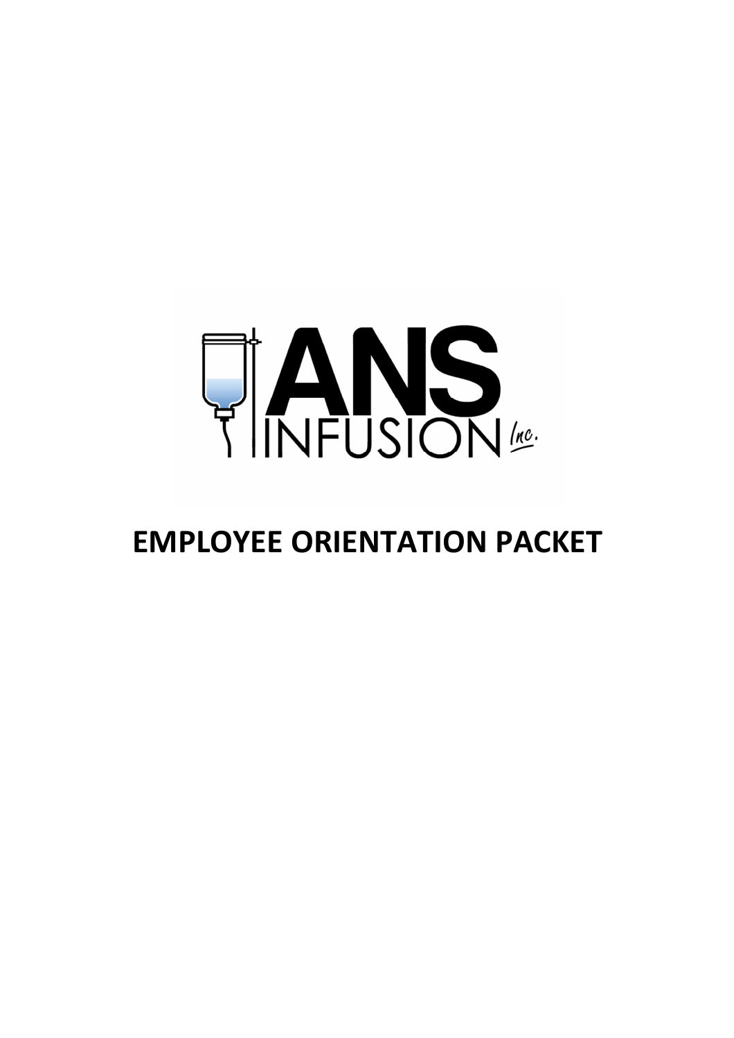ANS INFUSION Inc.

# EMPLOYEE ORIENTATION PACKET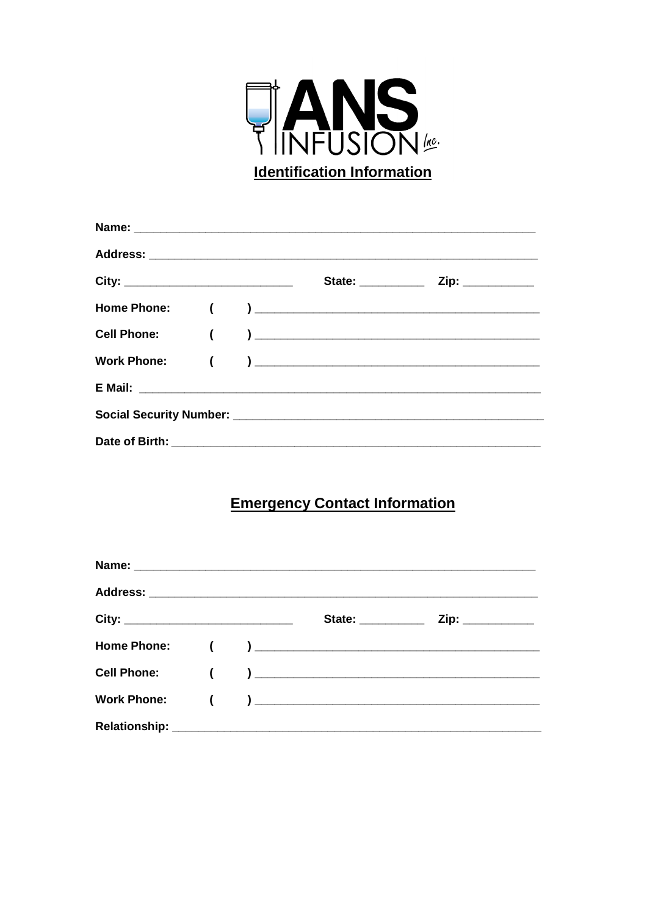ANS INFUSION Inc.

## Identification Information

**Name:** ______________________________________________________________

**Address:** ____________________________________________________________

**City:** __________________________ **State:** __________ **Zip:** ___________

**Home Phone:** ( ) ____________________________________________

**Cell Phone:** ( ) ____________________________________________

**Work Phone:** ( ) ____________________________________________

**E Mail:** ______________________________________________________________

**Social Security Number:** ______________________________________________

**Date of Birth:** _______________________________________________________

## Emergency Contact Information

**Name:** ______________________________________________________________

**Address:** ____________________________________________________________

**City:** __________________________ **State:** __________ **Zip:** ___________

**Home Phone:** ( ) ____________________________________________

**Cell Phone:** ( ) ____________________________________________

**Work Phone:** ( ) ____________________________________________

**Relationship:** ________________________________________________________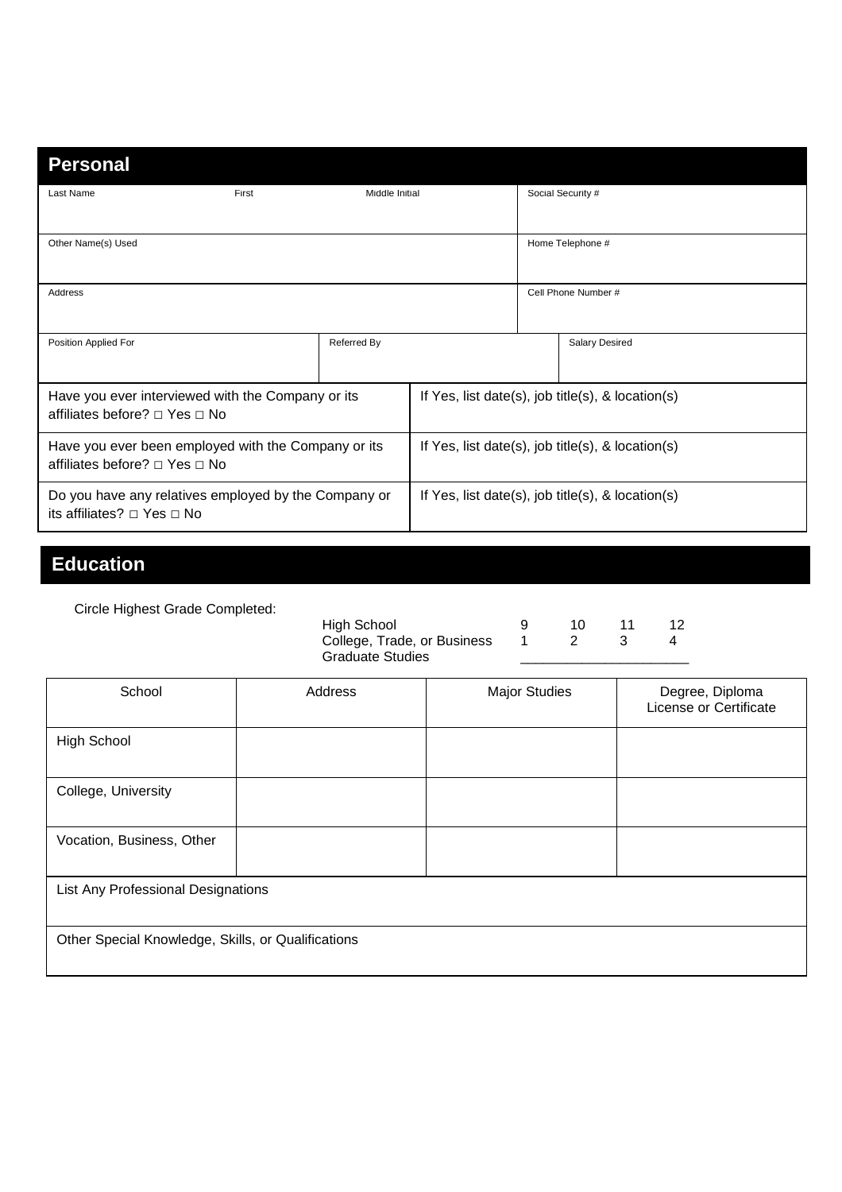## Personal

| Last Name | First | Middle Initial | Social Security # |
|---|---|---|---|
| | | | |

| Other Name(s) Used | Home Telephone # |
|---|---|
| | |

| Address | Cell Phone Number # |
|---|---|
| | |

| Position Applied For | Referred By | Salary Desired |
|---|---|---|
| | | |

| | |
|---|---|
| Have you ever interviewed with the Company or its affiliates before? □ Yes □ No | If Yes, list date(s), job title(s), & location(s) |
| Have you ever been employed with the Company or its affiliates before? □ Yes □ No | If Yes, list date(s), job title(s), & location(s) |
| Do you have any relatives employed by the Company or its affiliates? □ Yes □ No | If Yes, list date(s), job title(s), & location(s) |

## Education

Circle Highest Grade Completed:

| | | | | |
|---|---|---|---|---|
| High School | 9 | 10 | 11 | 12 |
| College, Trade, or Business | 1 | 2 | 3 | 4 |
| Graduate Studies | ____________________ | | | |

| School | Address | Major Studies | Degree, Diploma License or Certificate |
|---|---|---|---|
| High School | | | |
| College, University | | | |
| Vocation, Business, Other | | | |

List Any Professional Designations

Other Special Knowledge, Skills, or Qualifications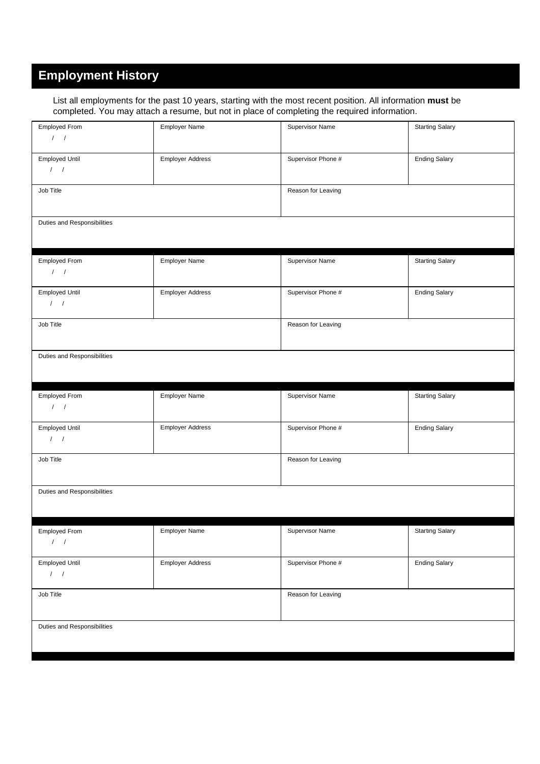## Employment History

List all employments for the past 10 years, starting with the most recent position. All information **must** be completed. You may attach a resume, but not in place of completing the required information.

| Employed From / / | Employer Name | Supervisor Name | Starting Salary |
|---|---|---|---|
| Employed Until / / | Employer Address | Supervisor Phone # | Ending Salary |
| Job Title | | Reason for Leaving | |
| Duties and Responsibilities | | | |

| Employed From / / | Employer Name | Supervisor Name | Starting Salary |
|---|---|---|---|
| Employed Until / / | Employer Address | Supervisor Phone # | Ending Salary |
| Job Title | | Reason for Leaving | |
| Duties and Responsibilities | | | |

| Employed From / / | Employer Name | Supervisor Name | Starting Salary |
|---|---|---|---|
| Employed Until / / | Employer Address | Supervisor Phone # | Ending Salary |
| Job Title | | Reason for Leaving | |
| Duties and Responsibilities | | | |

| Employed From / / | Employer Name | Supervisor Name | Starting Salary |
|---|---|---|---|
| Employed Until / / | Employer Address | Supervisor Phone # | Ending Salary |
| Job Title | | Reason for Leaving | |
| Duties and Responsibilities | | | |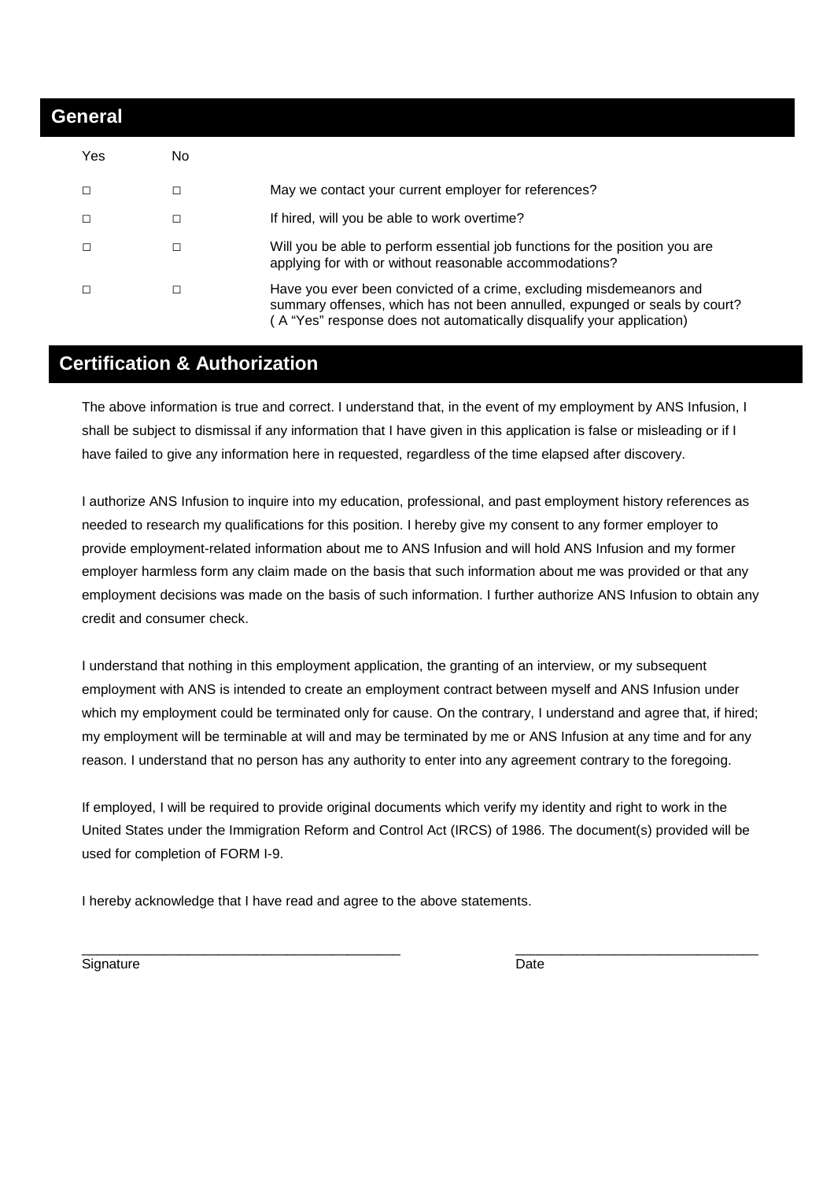## General

| Yes | No | |
|---|---|---|
| □ | □ | May we contact your current employer for references? |
| □ | □ | If hired, will you be able to work overtime? |
| □ | □ | Will you be able to perform essential job functions for the position you are applying for with or without reasonable accommodations? |
| □ | □ | Have you ever been convicted of a crime, excluding misdemeanors and summary offenses, which has not been annulled, expunged or seals by court? ( A "Yes" response does not automatically disqualify your application) |

## Certification & Authorization

The above information is true and correct. I understand that, in the event of my employment by ANS Infusion, I shall be subject to dismissal if any information that I have given in this application is false or misleading or if I have failed to give any information here in requested, regardless of the time elapsed after discovery.

I authorize ANS Infusion to inquire into my education, professional, and past employment history references as needed to research my qualifications for this position. I hereby give my consent to any former employer to provide employment-related information about me to ANS Infusion and will hold ANS Infusion and my former employer harmless form any claim made on the basis that such information about me was provided or that any employment decisions was made on the basis of such information. I further authorize ANS Infusion to obtain any credit and consumer check.

I understand that nothing in this employment application, the granting of an interview, or my subsequent employment with ANS is intended to create an employment contract between myself and ANS Infusion under which my employment could be terminated only for cause. On the contrary, I understand and agree that, if hired; my employment will be terminable at will and may be terminated by me or ANS Infusion at any time and for any reason. I understand that no person has any authority to enter into any agreement contrary to the foregoing.

If employed, I will be required to provide original documents which verify my identity and right to work in the United States under the Immigration Reform and Control Act (IRCS) of 1986. The document(s) provided will be used for completion of FORM I-9.

I hereby acknowledge that I have read and agree to the above statements.

Signature ___________________________________________ Date ________________________________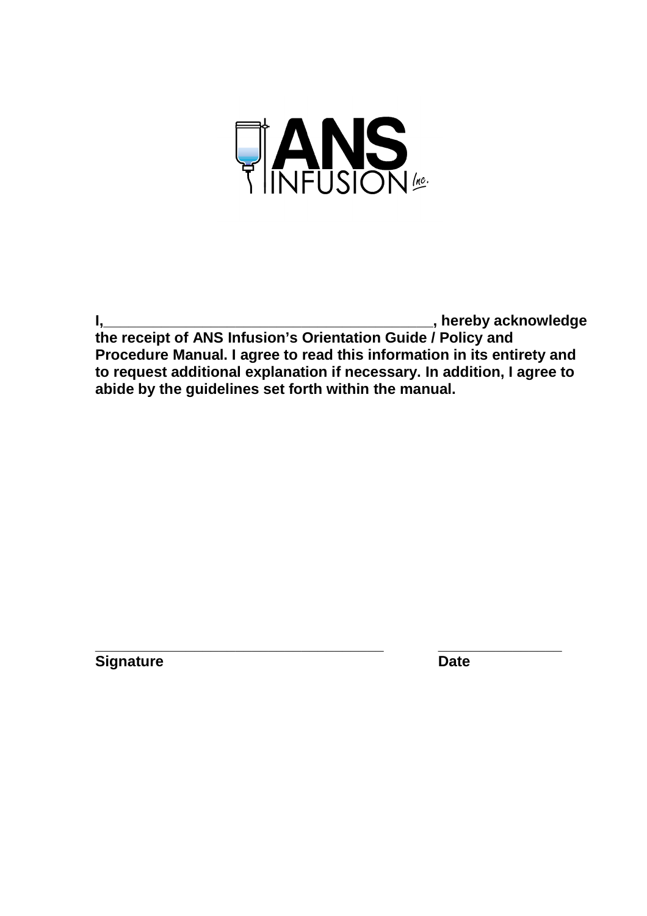**I,\_\_\_\_\_\_\_\_\_\_\_\_\_\_\_\_\_\_\_\_\_\_\_\_\_\_\_\_\_\_\_\_\_\_\_\_\_\_\_\_\_, hereby acknowledge the receipt of ANS Infusion's Orientation Guide / Policy and Procedure Manual. I agree to read this information in its entirety and to request additional explanation if necessary. In addition, I agree to abide by the guidelines set forth within the manual.**

\_\_\_\_\_\_\_\_\_\_\_\_\_\_\_\_\_\_\_\_\_\_\_\_\_\_\_\_\_\_\_\_\_\_\_\_\_\_\_\_ \_\_\_\_\_\_\_\_\_\_\_\_\_\_\_\_\_\_

**Signature** **Date**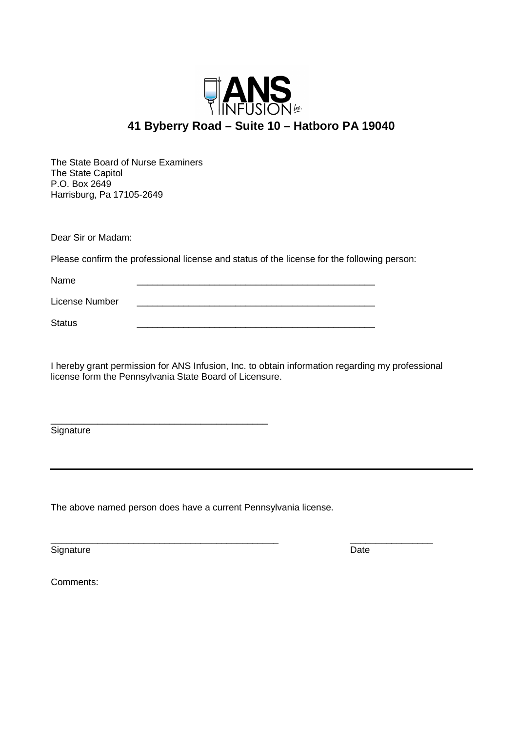**ANS INFUSION Inc.**

**41 Byberry Road – Suite 10 – Hatboro PA 19040**

The State Board of Nurse Examiners
The State Capitol
P.O. Box 2649
Harrisburg, Pa 17105-2649

Dear Sir or Madam:

Please confirm the professional license and status of the license for the following person:

Name _______________________________________________

License Number _______________________________________________

Status _______________________________________________

I hereby grant permission for ANS Infusion, Inc. to obtain information regarding my professional license form the Pennsylvania State Board of Licensure.

_________________________________________
Signature

---

The above named person does have a current Pennsylvania license.

_____________________________________________ _______________
Signature Date

Comments: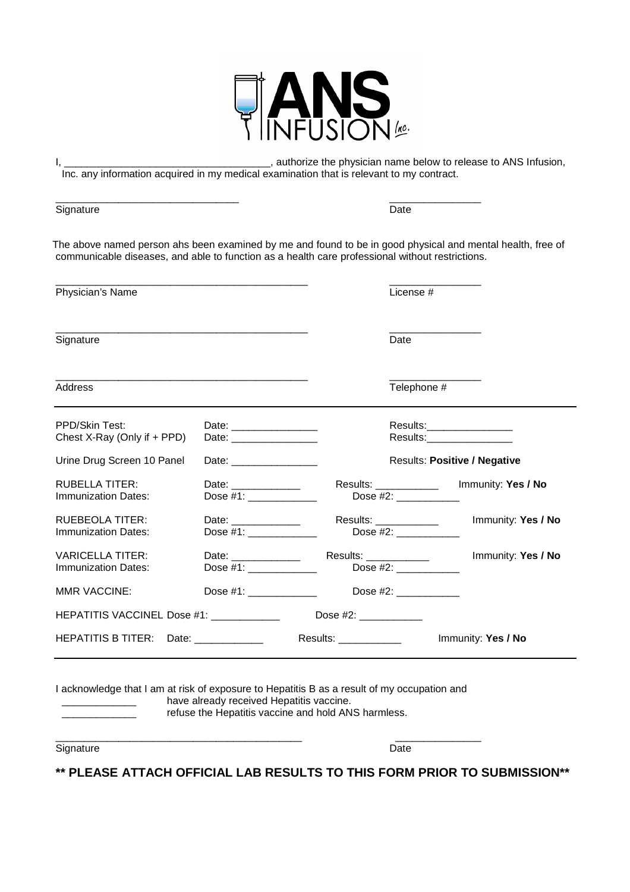I, ___________________________________, authorize the physician name below to release to ANS Infusion, Inc. any information acquired in my medical examination that is relevant to my contract.

_______________________________ Signature

________________ Date

The above named person ahs been examined by me and found to be in good physical and mental health, free of communicable diseases, and able to function as a health care professional without restrictions.

_____________________________________________ Physician's Name

________________ License #

_____________________________________________ Signature

________________ Date

_____________________________________________ Address

________________ Telephone #

---

| | | | |
|---|---|---|---|
| PPD/Skin Test: | Date: _______________ | Results:_______________ | |
| Chest X-Ray (Only if + PPD) | Date: _______________ | Results:_______________ | |
| Urine Drug Screen 10 Panel | Date: _______________ | Results: **Positive / Negative** | |
| RUBELLA TITER: | Date: ____________ | Results: ___________ | Immunity: **Yes / No** |
| Immunization Dates: | Dose #1: ____________ | Dose #2: ___________ | |
| RUEBEOLA TITER: | Date: ____________ | Results: ___________ | Immunity: **Yes / No** |
| Immunization Dates: | Dose #1: ____________ | Dose #2: ___________ | |
| VARICELLA TITER: | Date: ____________ | Results: ___________ | Immunity: **Yes / No** |
| Immunization Dates: | Dose #1: ____________ | Dose #2: ___________ | |
| MMR VACCINE: | Dose #1: ____________ | Dose #2: ___________ | |
| HEPATITIS VACCINEL Dose #1: ____________ | | Dose #2: ___________ | |
| HEPATITIS B TITER: Date: ____________ | | Results: ___________ | Immunity: **Yes / No** |

---

I acknowledge that I am at risk of exposure to Hepatitis B as a result of my occupation and

_____________ have already received Hepatitis vaccine.

_____________ refuse the Hepatitis vaccine and hold ANS harmless.

_____________________________________________ Signature

_______________ Date

**** PLEASE ATTACH OFFICIAL LAB RESULTS TO THIS FORM PRIOR TO SUBMISSION****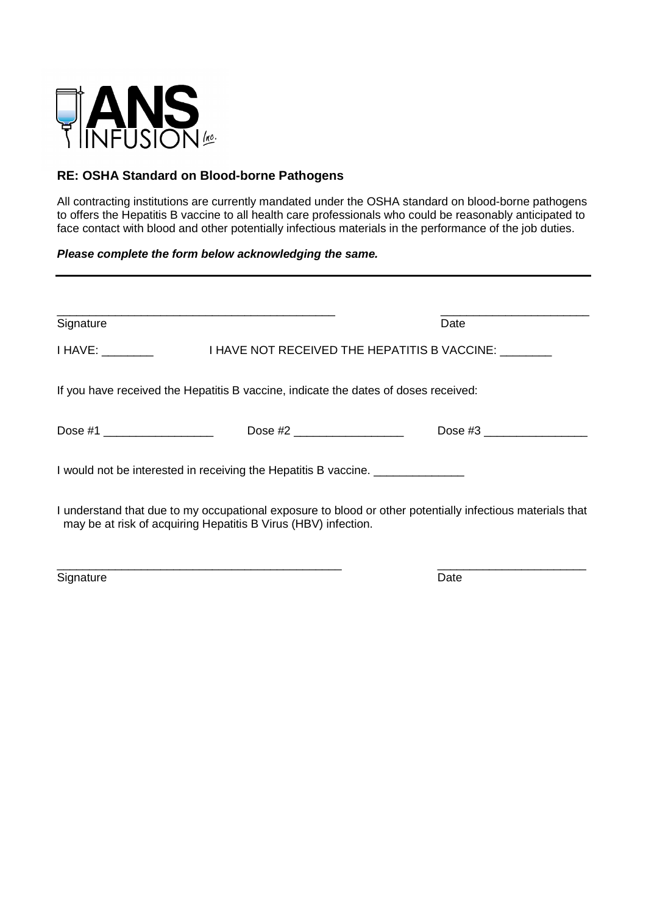ANS INFUSION Inc.

**RE: OSHA Standard on Blood-borne Pathogens**

All contracting institutions are currently mandated under the OSHA standard on blood-borne pathogens to offers the Hepatitis B vaccine to all health care professionals who could be reasonably anticipated to face contact with blood and other potentially infectious materials in the performance of the job duties.

***Please complete the form below acknowledging the same.***

---

_____________________________________________ _______________________

Signature Date

I HAVE: ________ I HAVE NOT RECEIVED THE HEPATITIS B VACCINE: ________

If you have received the Hepatitis B vaccine, indicate the dates of doses received:

Dose #1 _________________ Dose #2 _________________ Dose #3 ________________

I would not be interested in receiving the Hepatitis B vaccine. ______________

I understand that due to my occupational exposure to blood or other potentially infectious materials that may be at risk of acquiring Hepatitis B Virus (HBV) infection.

_____________________________________________ _______________________

Signature Date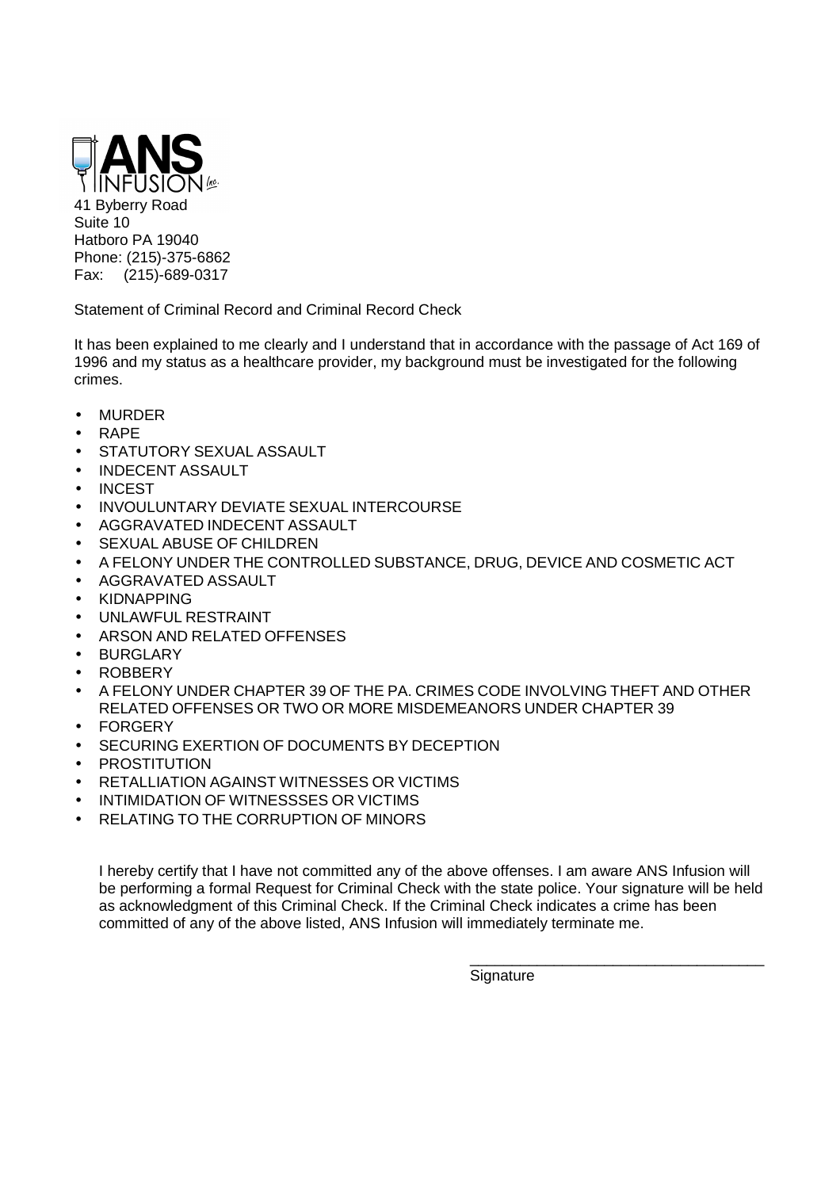ANS INFUSION Inc.

41 Byberry Road
Suite 10
Hatboro PA 19040
Phone: (215)-375-6862
Fax: (215)-689-0317

Statement of Criminal Record and Criminal Record Check

It has been explained to me clearly and I understand that in accordance with the passage of Act 169 of 1996 and my status as a healthcare provider, my background must be investigated for the following crimes.

- MURDER
- RAPE
- STATUTORY SEXUAL ASSAULT
- INDECENT ASSAULT
- INCEST
- INVOULUNTARY DEVIATE SEXUAL INTERCOURSE
- AGGRAVATED INDECENT ASSAULT
- SEXUAL ABUSE OF CHILDREN
- A FELONY UNDER THE CONTROLLED SUBSTANCE, DRUG, DEVICE AND COSMETIC ACT
- AGGRAVATED ASSAULT
- KIDNAPPING
- UNLAWFUL RESTRAINT
- ARSON AND RELATED OFFENSES
- BURGLARY
- ROBBERY
- A FELONY UNDER CHAPTER 39 OF THE PA. CRIMES CODE INVOLVING THEFT AND OTHER RELATED OFFENSES OR TWO OR MORE MISDEMEANORS UNDER CHAPTER 39
- FORGERY
- SECURING EXERTION OF DOCUMENTS BY DECEPTION
- PROSTITUTION
- RETALLIATION AGAINST WITNESSES OR VICTIMS
- INTIMIDATION OF WITNESSSES OR VICTIMS
- RELATING TO THE CORRUPTION OF MINORS

I hereby certify that I have not committed any of the above offenses. I am aware ANS Infusion will be performing a formal Request for Criminal Check with the state police. Your signature will be held as acknowledgment of this Criminal Check. If the Criminal Check indicates a crime has been committed of any of the above listed, ANS Infusion will immediately terminate me.

___________________________________
Signature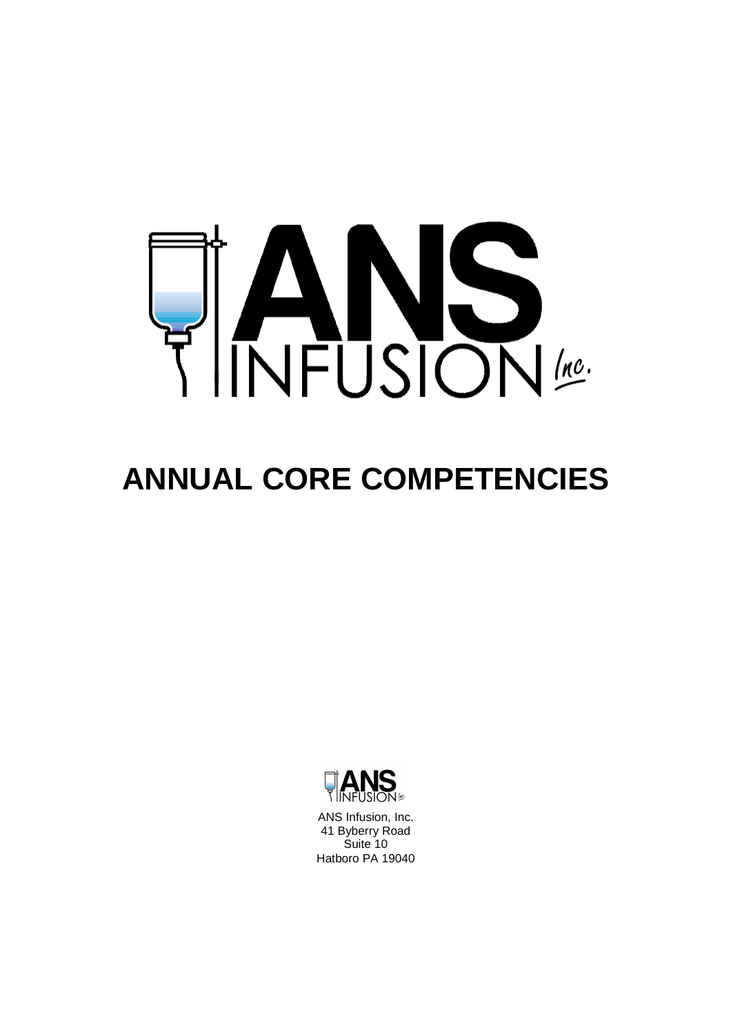# ANNUAL CORE COMPETENCIES

ANS Infusion, Inc.
41 Byberry Road
Suite 10
Hatboro PA 19040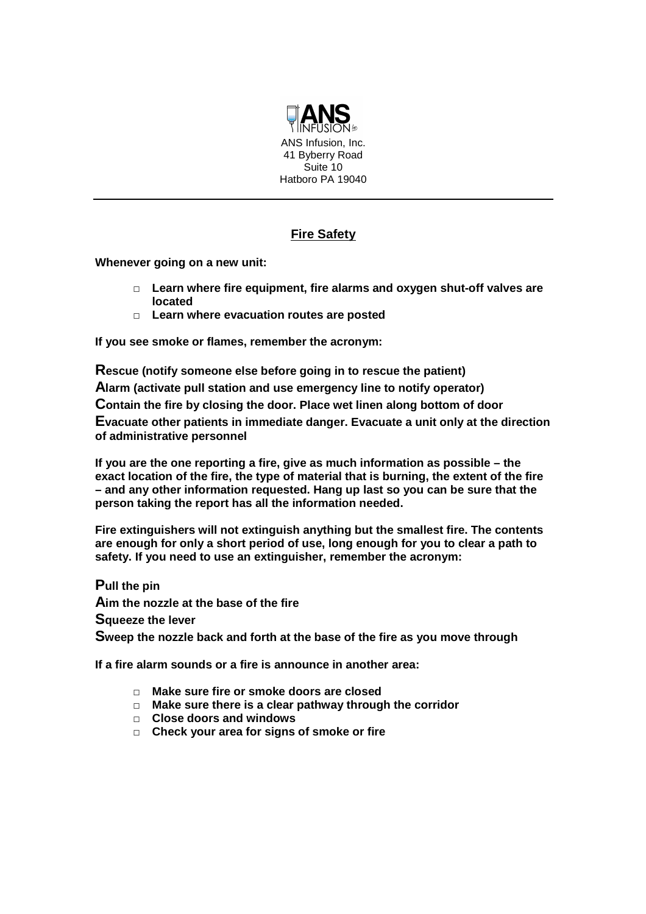ANS Infusion, Inc.
41 Byberry Road
Suite 10
Hatboro PA 19040

---

## Fire Safety

**Whenever going on a new unit:**

- **Learn where fire equipment, fire alarms and oxygen shut-off valves are located**
- **Learn where evacuation routes are posted**

**If you see smoke or flames, remember the acronym:**

**Rescue (notify someone else before going in to rescue the patient)**

**Alarm (activate pull station and use emergency line to notify operator)**

**Contain the fire by closing the door. Place wet linen along bottom of door**

**Evacuate other patients in immediate danger. Evacuate a unit only at the direction of administrative personnel**

**If you are the one reporting a fire, give as much information as possible – the exact location of the fire, the type of material that is burning, the extent of the fire – and any other information requested. Hang up last so you can be sure that the person taking the report has all the information needed.**

**Fire extinguishers will not extinguish anything but the smallest fire. The contents are enough for only a short period of use, long enough for you to clear a path to safety. If you need to use an extinguisher, remember the acronym:**

**Pull the pin**

**Aim the nozzle at the base of the fire**

**Squeeze the lever**

**Sweep the nozzle back and forth at the base of the fire as you move through**

**If a fire alarm sounds or a fire is announce in another area:**

- **Make sure fire or smoke doors are closed**
- **Make sure there is a clear pathway through the corridor**
- **Close doors and windows**
- **Check your area for signs of smoke or fire**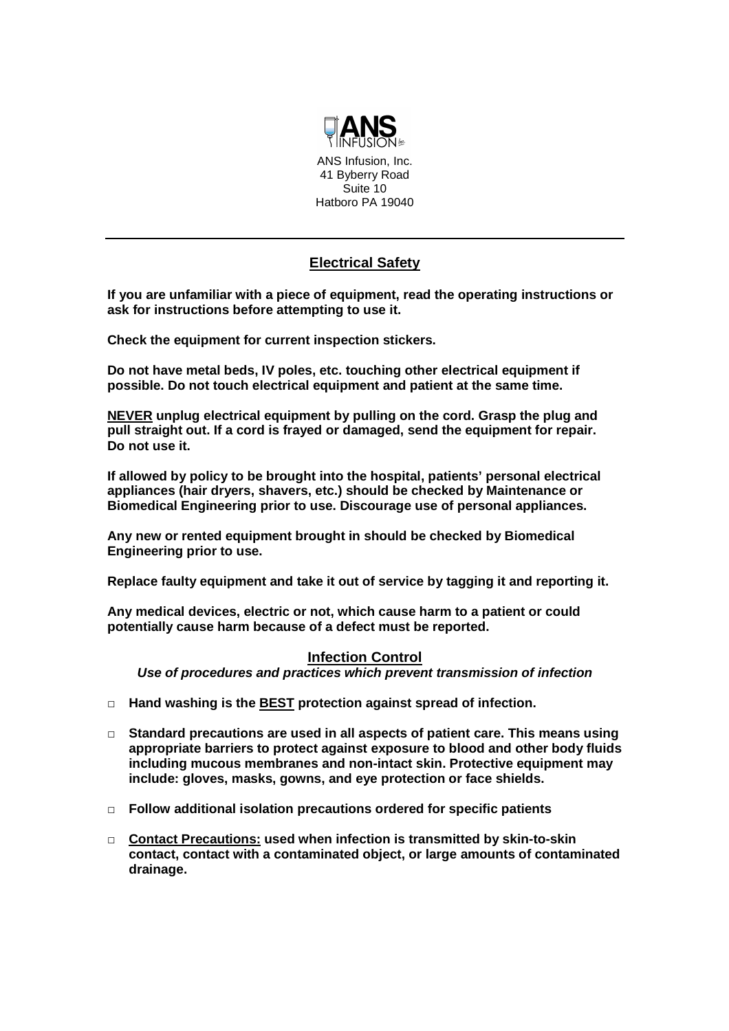ANS Infusion, Inc.
41 Byberry Road
Suite 10
Hatboro PA 19040

---

## Electrical Safety

**If you are unfamiliar with a piece of equipment, read the operating instructions or ask for instructions before attempting to use it.**

**Check the equipment for current inspection stickers.**

**Do not have metal beds, IV poles, etc. touching other electrical equipment if possible. Do not touch electrical equipment and patient at the same time.**

**NEVER unplug electrical equipment by pulling on the cord. Grasp the plug and pull straight out. If a cord is frayed or damaged, send the equipment for repair. Do not use it.**

**If allowed by policy to be brought into the hospital, patients' personal electrical appliances (hair dryers, shavers, etc.) should be checked by Maintenance or Biomedical Engineering prior to use. Discourage use of personal appliances.**

**Any new or rented equipment brought in should be checked by Biomedical Engineering prior to use.**

**Replace faulty equipment and take it out of service by tagging it and reporting it.**

**Any medical devices, electric or not, which cause harm to a patient or could potentially cause harm because of a defect must be reported.**

## Infection Control

***Use of procedures and practices which prevent transmission of infection***

- **Hand washing is the BEST protection against spread of infection.**
- **Standard precautions are used in all aspects of patient care. This means using appropriate barriers to protect against exposure to blood and other body fluids including mucous membranes and non-intact skin. Protective equipment may include: gloves, masks, gowns, and eye protection or face shields.**
- **Follow additional isolation precautions ordered for specific patients**
- **Contact Precautions: used when infection is transmitted by skin-to-skin contact, contact with a contaminated object, or large amounts of contaminated drainage.**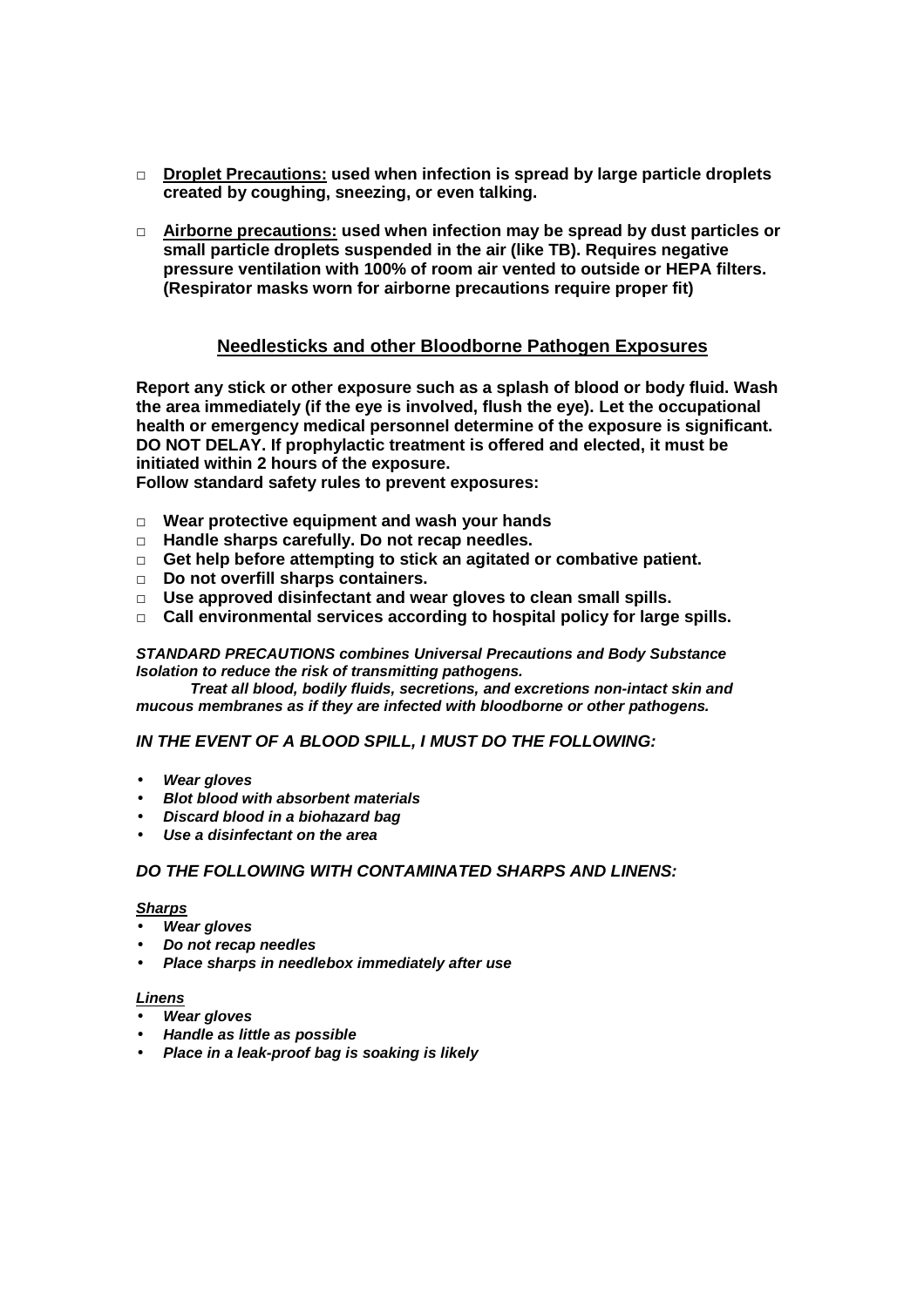- **<u>Droplet Precautions:</u> used when infection is spread by large particle droplets created by coughing, sneezing, or even talking.**
- **<u>Airborne precautions:</u> used when infection may be spread by dust particles or small particle droplets suspended in the air (like TB). Requires negative pressure ventilation with 100% of room air vented to outside or HEPA filters. (Respirator masks worn for airborne precautions require proper fit)**

## <u>Needlesticks and other Bloodborne Pathogen Exposures</u>

**Report any stick or other exposure such as a splash of blood or body fluid. Wash the area immediately (if the eye is involved, flush the eye). Let the occupational health or emergency medical personnel determine of the exposure is significant. DO NOT DELAY. If prophylactic treatment is offered and elected, it must be initiated within 2 hours of the exposure.**
**Follow standard safety rules to prevent exposures:**

- **Wear protective equipment and wash your hands**
- **Handle sharps carefully. Do not recap needles.**
- **Get help before attempting to stick an agitated or combative patient.**
- **Do not overfill sharps containers.**
- **Use approved disinfectant and wear gloves to clean small spills.**
- **Call environmental services according to hospital policy for large spills.**

***STANDARD PRECAUTIONS combines Universal Precautions and Body Substance Isolation to reduce the risk of transmitting pathogens.***
***Treat all blood, bodily fluids, secretions, and excretions non-intact skin and mucous membranes as if they are infected with bloodborne or other pathogens.***

### *IN THE EVENT OF A BLOOD SPILL, I MUST DO THE FOLLOWING:*

- ***Wear gloves***
- ***Blot blood with absorbent materials***
- ***Discard blood in a biohazard bag***
- ***Use a disinfectant on the area***

### *DO THE FOLLOWING WITH CONTAMINATED SHARPS AND LINENS:*

***<u>Sharps</u>***

- ***Wear gloves***
- ***Do not recap needles***
- ***Place sharps in needlebox immediately after use***

***<u>Linens</u>***

- ***Wear gloves***
- ***Handle as little as possible***
- ***Place in a leak-proof bag is soaking is likely***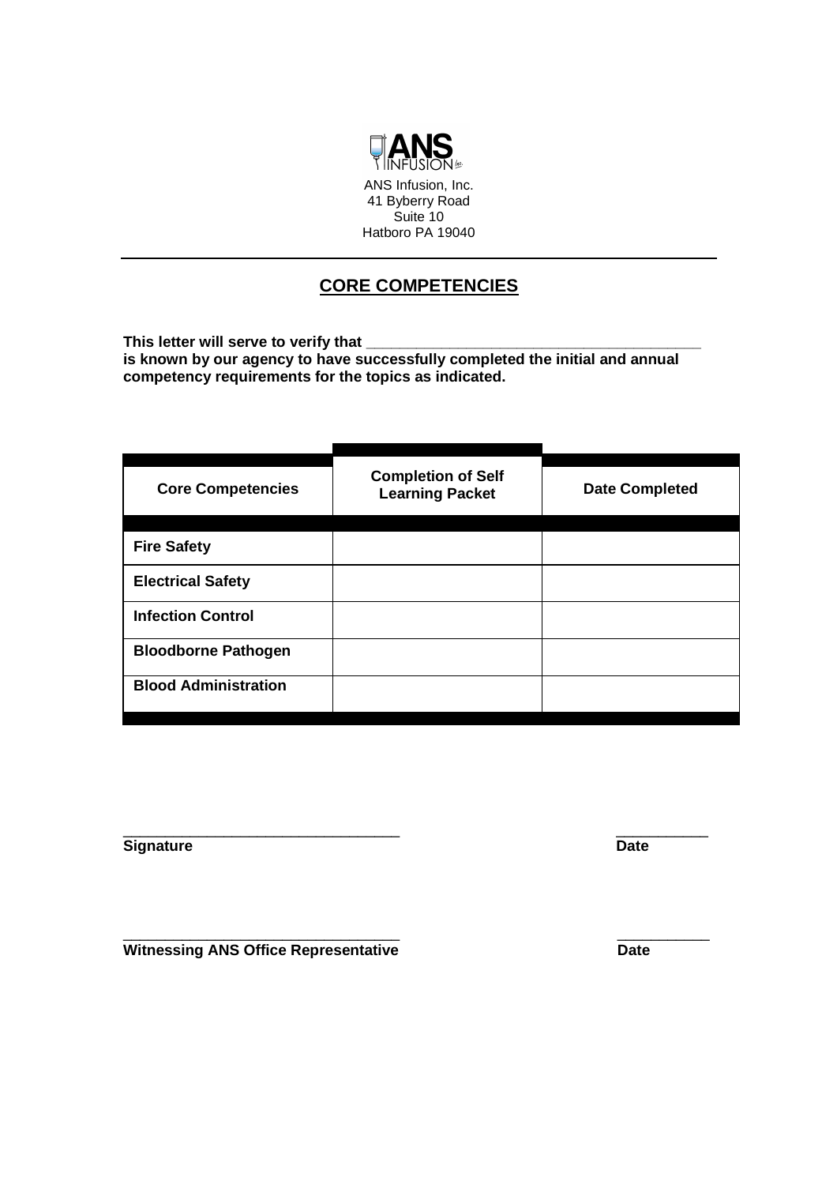ANS Infusion, Inc.
41 Byberry Road
Suite 10
Hatboro PA 19040

---

## CORE COMPETENCIES

**This letter will serve to verify that ________________________________________ is known by our agency to have successfully completed the initial and annual competency requirements for the topics as indicated.**

| Core Competencies | Completion of Self Learning Packet | Date Completed |
|---|---|---|
| **Fire Safety** | | |
| **Electrical Safety** | | |
| **Infection Control** | | |
| **Bloodborne Pathogen** | | |
| **Blood Administration** | | |

________________________________ ____________
**Signature** **Date**

________________________________ ____________
**Witnessing ANS Office Representative** **Date**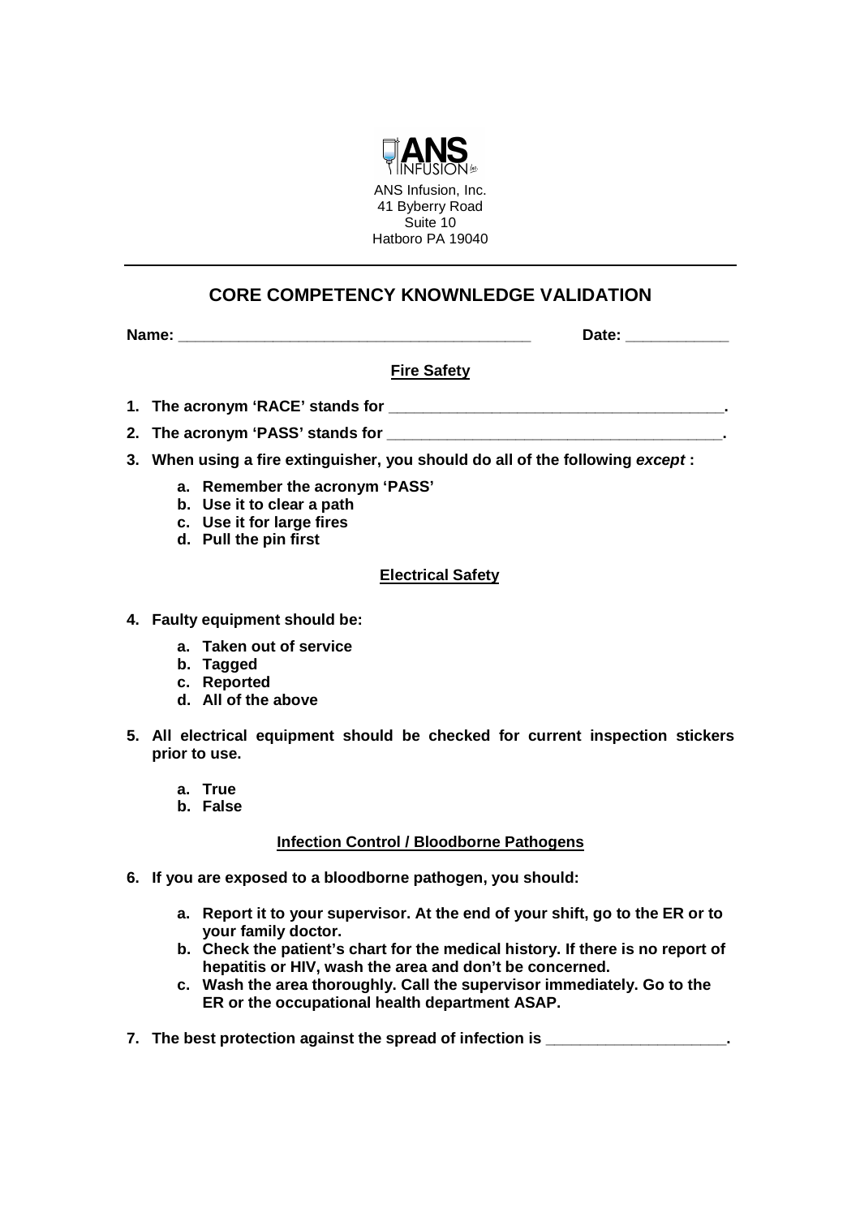ANS Infusion, Inc.
41 Byberry Road
Suite 10
Hatboro PA 19040

---

## CORE COMPETENCY KNOWNLEDGE VALIDATION

**Name: ________________________________________ Date: ___________**

### Fire Safety

1. **The acronym 'RACE' stands for _____________________________________.**
2. **The acronym 'PASS' stands for _____________________________________.**
3. **When using a fire extinguisher, you should do all of the following *except* :**
   - **a. Remember the acronym 'PASS'**
   - **b. Use it to clear a path**
   - **c. Use it for large fires**
   - **d. Pull the pin first**

### Electrical Safety

4. **Faulty equipment should be:**
   - **a. Taken out of service**
   - **b. Tagged**
   - **c. Reported**
   - **d. All of the above**
5. **All electrical equipment should be checked for current inspection stickers prior to use.**
   - **a. True**
   - **b. False**

### Infection Control / Bloodborne Pathogens

6. **If you are exposed to a bloodborne pathogen, you should:**
   - **a. Report it to your supervisor. At the end of your shift, go to the ER or to your family doctor.**
   - **b. Check the patient's chart for the medical history. If there is no report of hepatitis or HIV, wash the area and don't be concerned.**
   - **c. Wash the area thoroughly. Call the supervisor immediately. Go to the ER or the occupational health department ASAP.**
7. **The best protection against the spread of infection is ____________________.**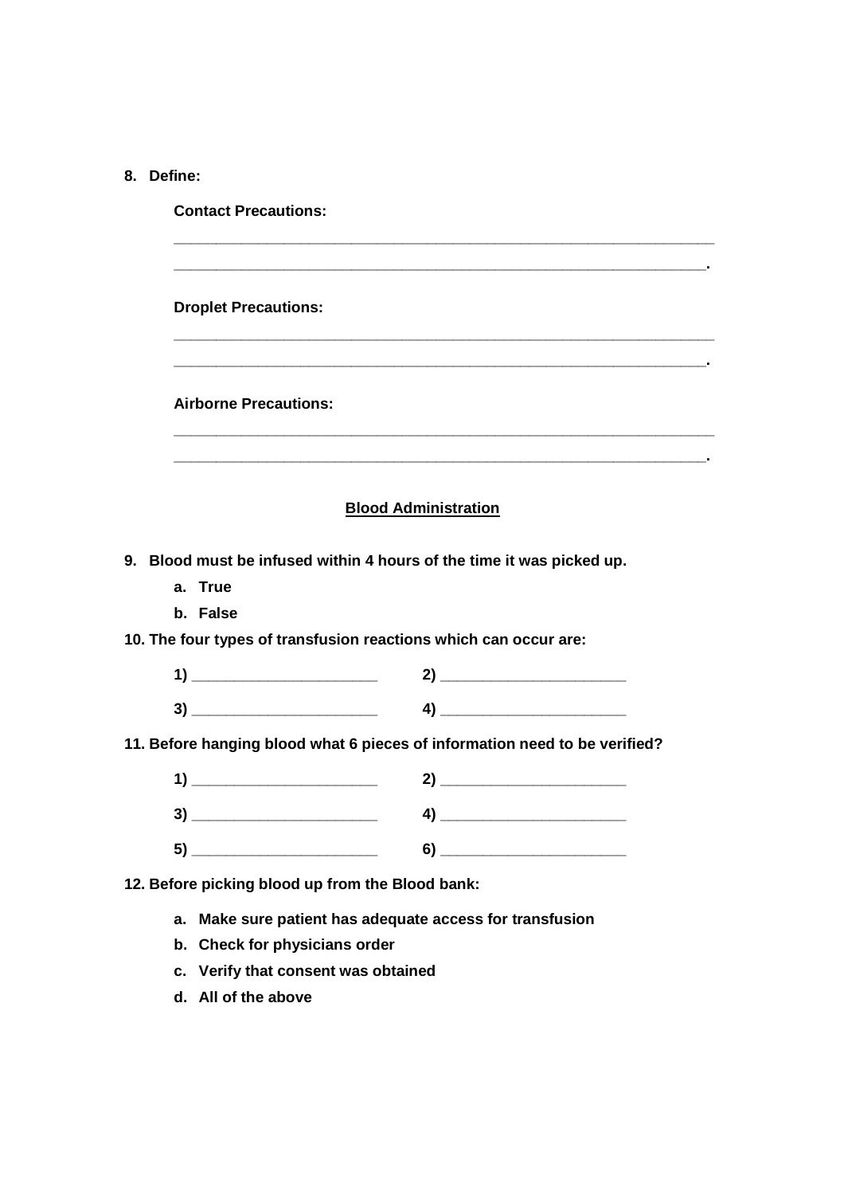**8. Define:**

**Contact Precautions:**

______________________________________________________________

_____________________________________________________________.

**Droplet Precautions:**

______________________________________________________________

_____________________________________________________________.

**Airborne Precautions:**

______________________________________________________________

_____________________________________________________________.

## Blood Administration

**9. Blood must be infused within 4 hours of the time it was picked up.**

- **a. True**
- **b. False**

**10. The four types of transfusion reactions which can occur are:**

**1)** ______________________ **2)** ______________________

**3)** ______________________ **4)** ______________________

**11. Before hanging blood what 6 pieces of information need to be verified?**

**1)** ______________________ **2)** ______________________

**3)** ______________________ **4)** ______________________

**5)** ______________________ **6)** ______________________

**12. Before picking blood up from the Blood bank:**

- **a. Make sure patient has adequate access for transfusion**
- **b. Check for physicians order**
- **c. Verify that consent was obtained**
- **d. All of the above**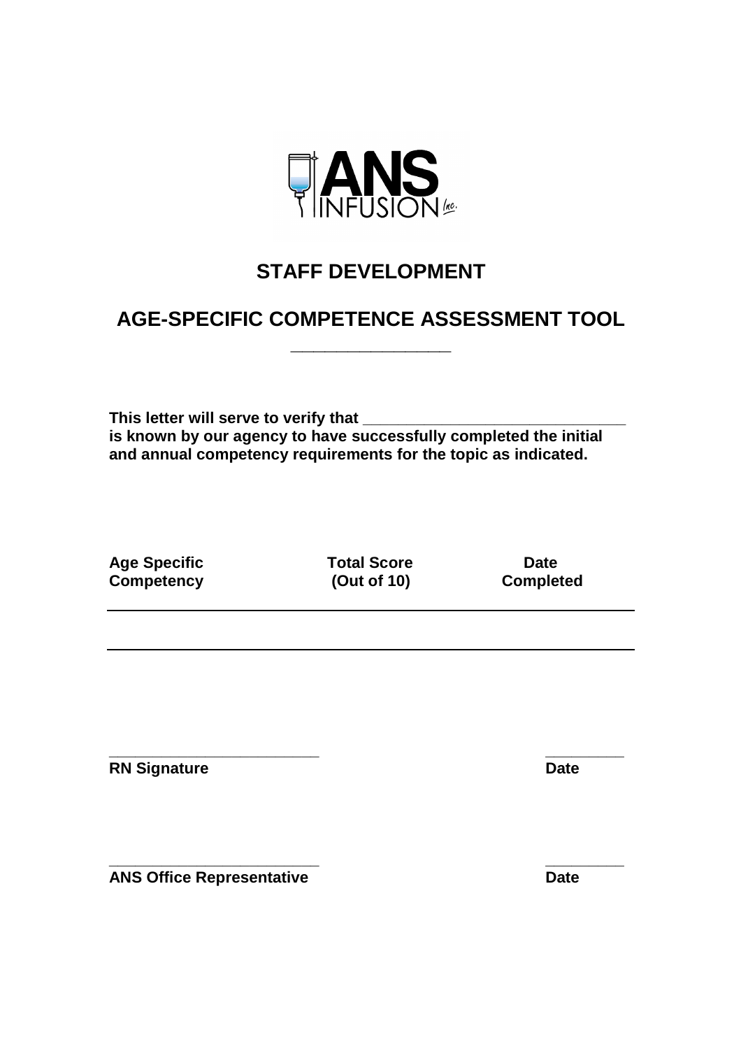ANS INFUSION Inc.

# STAFF DEVELOPMENT

## AGE-SPECIFIC COMPETENCE ASSESSMENT TOOL

__________________

**This letter will serve to verify that ______________________________ is known by our agency to have successfully completed the initial and annual competency requirements for the topic as indicated.**

| Age Specific Competency | Total Score (Out of 10) | Date Completed |
|---|---|---|
| | | |

________________________ _________

**RN Signature** **Date**

________________________ _________

**ANS Office Representative** **Date**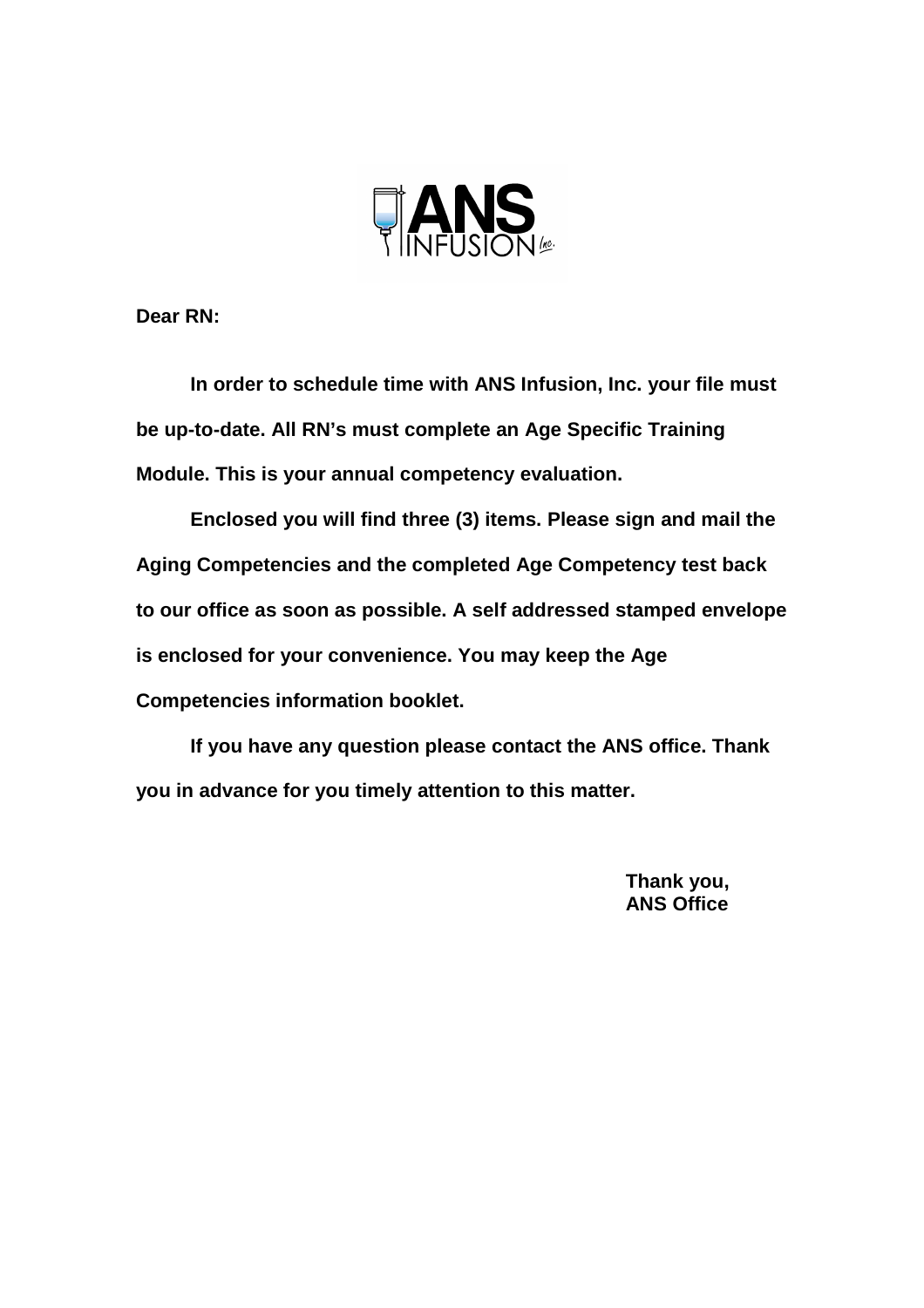**Dear RN:**

**In order to schedule time with ANS Infusion, Inc. your file must be up-to-date. All RN's must complete an Age Specific Training Module. This is your annual competency evaluation.**

**Enclosed you will find three (3) items. Please sign and mail the Aging Competencies and the completed Age Competency test back to our office as soon as possible. A self addressed stamped envelope is enclosed for your convenience. You may keep the Age Competencies information booklet.**

**If you have any question please contact the ANS office. Thank you in advance for you timely attention to this matter.**

**Thank you,**
**ANS Office**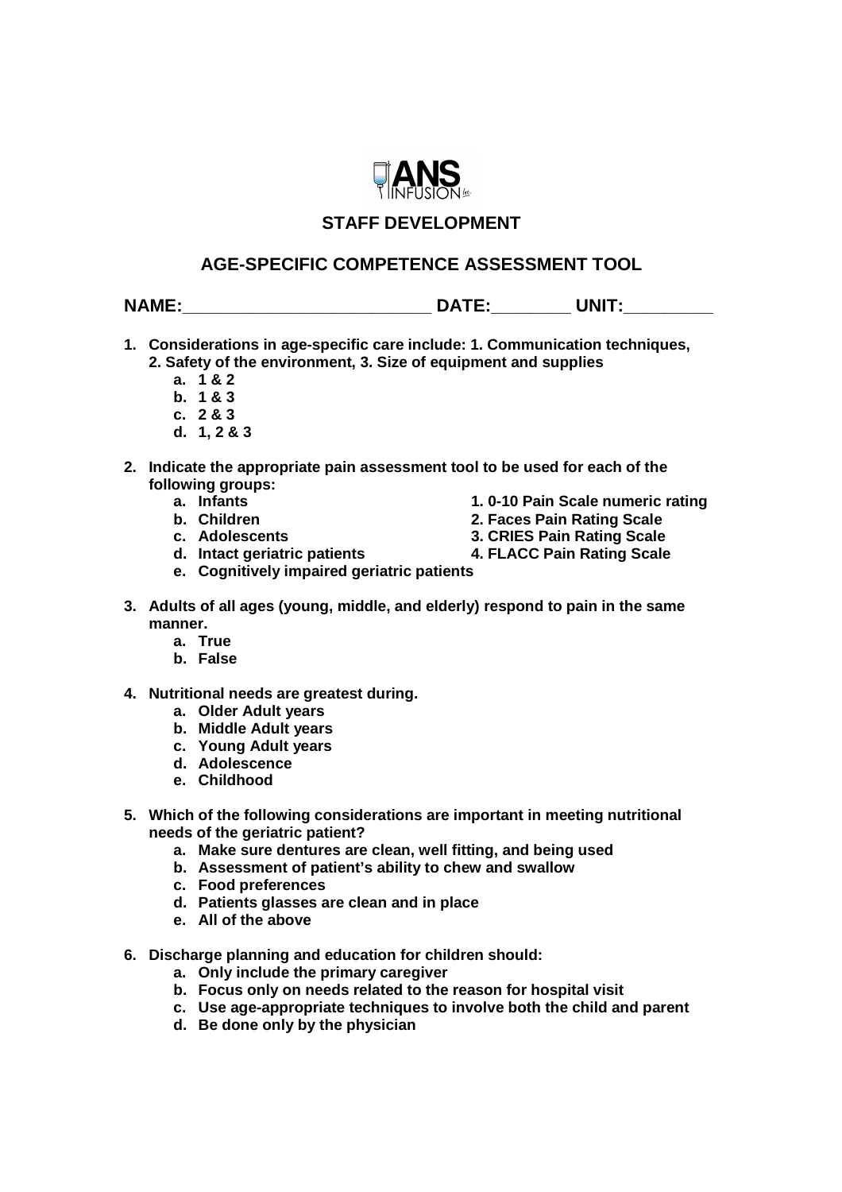## STAFF DEVELOPMENT

## AGE-SPECIFIC COMPETENCE ASSESSMENT TOOL

**NAME:_________________________ DATE:________ UNIT:_________**

1. **Considerations in age-specific care include: 1. Communication techniques, 2. Safety of the environment, 3. Size of equipment and supplies**
   a. **1 & 2**
   b. **1 & 3**
   c. **2 & 3**
   d. **1, 2 & 3**

2. **Indicate the appropriate pain assessment tool to be used for each of the following groups:**
   a. **Infants**
   b. **Children**
   c. **Adolescents**
   d. **Intact geriatric patients**
   e. **Cognitively impaired geriatric patients**

   **1. 0-10 Pain Scale numeric rating**
   **2. Faces Pain Rating Scale**
   **3. CRIES Pain Rating Scale**
   **4. FLACC Pain Rating Scale**

3. **Adults of all ages (young, middle, and elderly) respond to pain in the same manner.**
   a. **True**
   b. **False**

4. **Nutritional needs are greatest during.**
   a. **Older Adult years**
   b. **Middle Adult years**
   c. **Young Adult years**
   d. **Adolescence**
   e. **Childhood**

5. **Which of the following considerations are important in meeting nutritional needs of the geriatric patient?**
   a. **Make sure dentures are clean, well fitting, and being used**
   b. **Assessment of patient's ability to chew and swallow**
   c. **Food preferences**
   d. **Patients glasses are clean and in place**
   e. **All of the above**

6. **Discharge planning and education for children should:**
   a. **Only include the primary caregiver**
   b. **Focus only on needs related to the reason for hospital visit**
   c. **Use age-appropriate techniques to involve both the child and parent**
   d. **Be done only by the physician**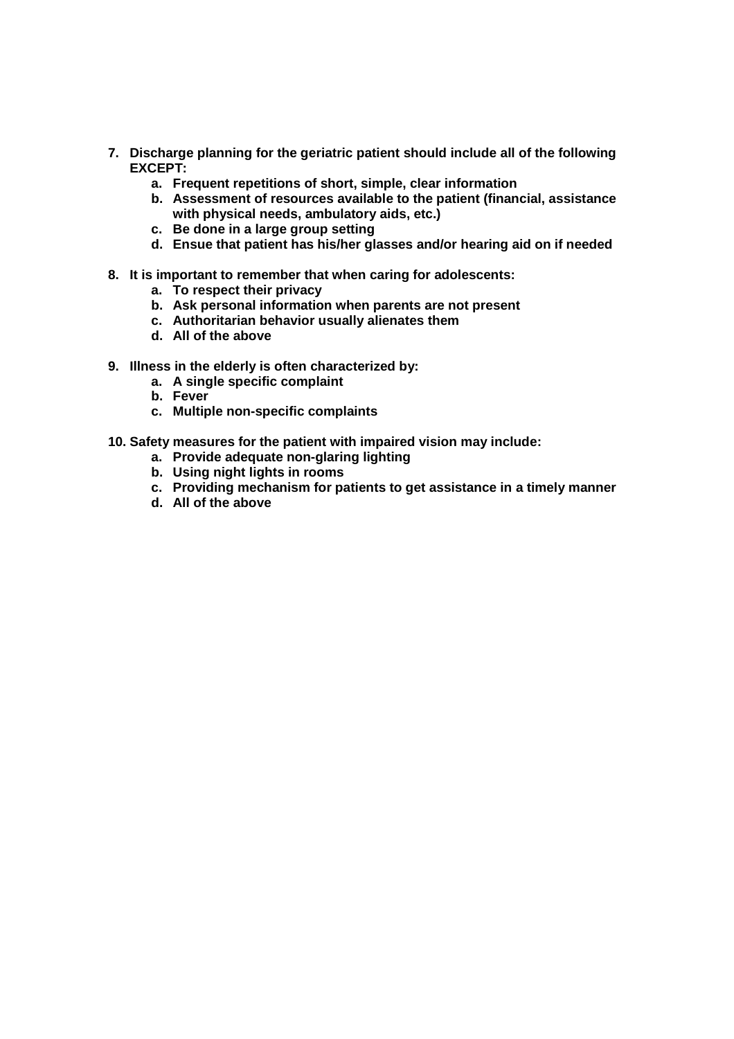7. **Discharge planning for the geriatric patient should include all of the following EXCEPT:**
    a. **Frequent repetitions of short, simple, clear information**
    b. **Assessment of resources available to the patient (financial, assistance with physical needs, ambulatory aids, etc.)**
    c. **Be done in a large group setting**
    d. **Ensue that patient has his/her glasses and/or hearing aid on if needed**

8. **It is important to remember that when caring for adolescents:**
    a. **To respect their privacy**
    b. **Ask personal information when parents are not present**
    c. **Authoritarian behavior usually alienates them**
    d. **All of the above**

9. **Illness in the elderly is often characterized by:**
    a. **A single specific complaint**
    b. **Fever**
    c. **Multiple non-specific complaints**

10. **Safety measures for the patient with impaired vision may include:**
    a. **Provide adequate non-glaring lighting**
    b. **Using night lights in rooms**
    c. **Providing mechanism for patients to get assistance in a timely manner**
    d. **All of the above**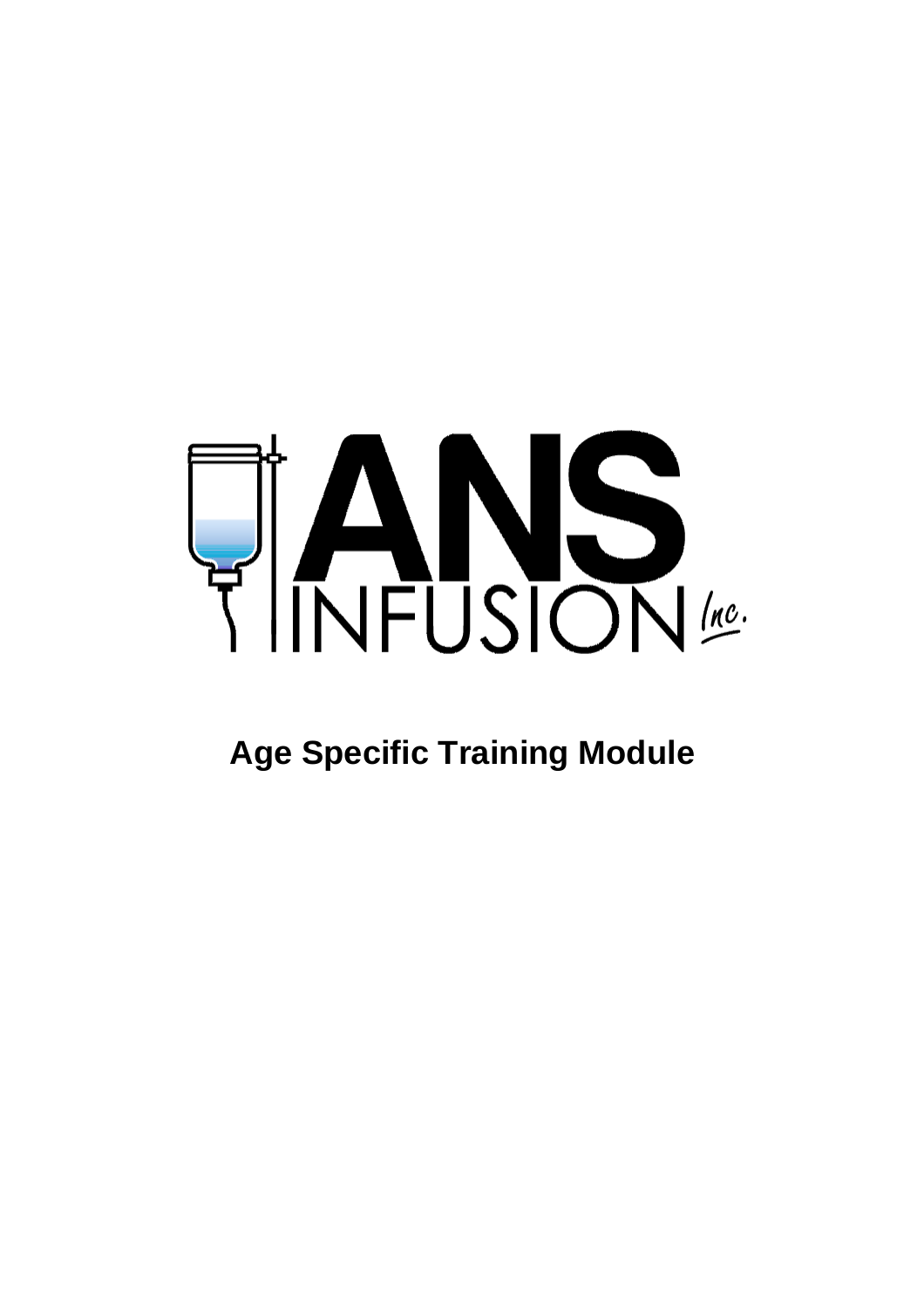ANS INFUSION Inc.

**Age Specific Training Module**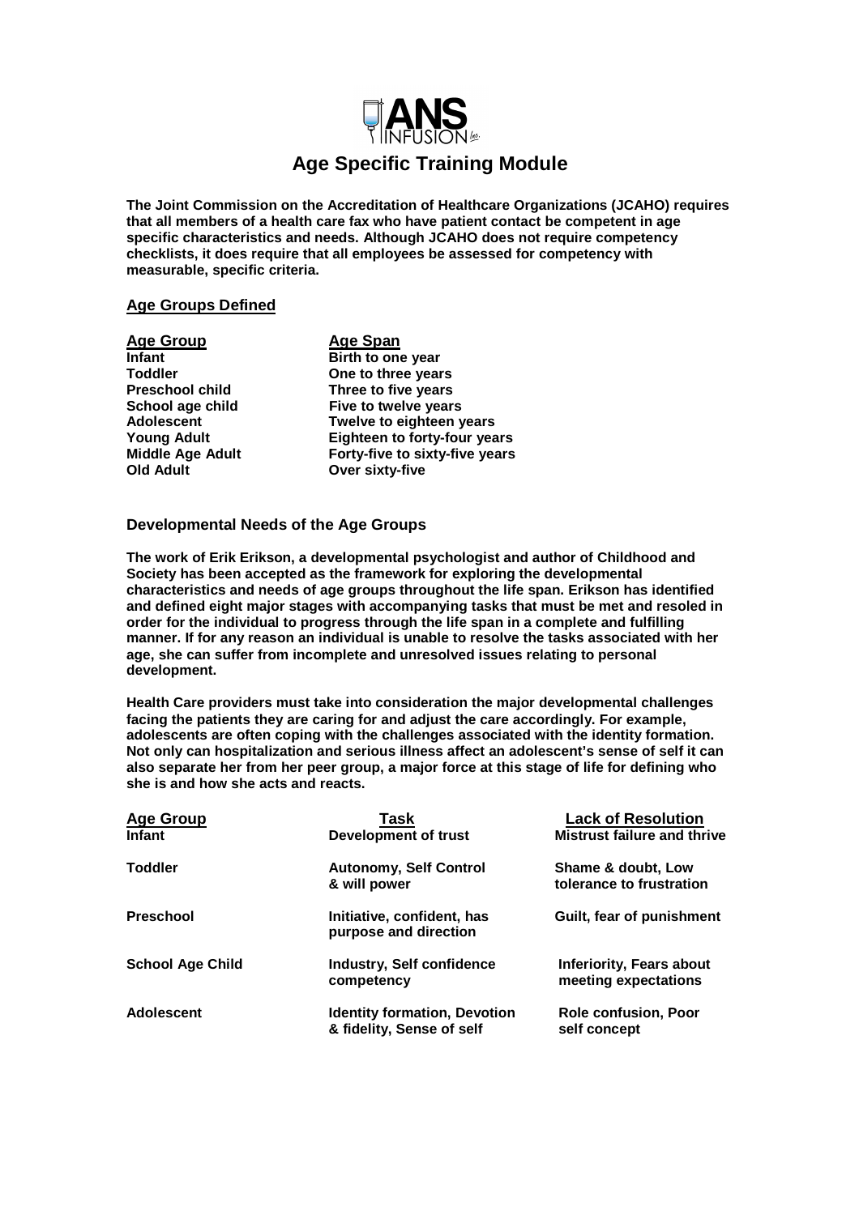ANS INFUSION Inc.

# Age Specific Training Module

**The Joint Commission on the Accreditation of Healthcare Organizations (JCAHO) requires that all members of a health care fax who have patient contact be competent in age specific characteristics and needs. Although JCAHO does not require competency checklists, it does require that all employees be assessed for competency with measurable, specific criteria.**

## Age Groups Defined

| Age Group | Age Span |
|---|---|
| Infant | Birth to one year |
| Toddler | One to three years |
| Preschool child | Three to five years |
| School age child | Five to twelve years |
| Adolescent | Twelve to eighteen years |
| Young Adult | Eighteen to forty-four years |
| Middle Age Adult | Forty-five to sixty-five years |
| Old Adult | Over sixty-five |

## Developmental Needs of the Age Groups

**The work of Erik Erikson, a developmental psychologist and author of Childhood and Society has been accepted as the framework for exploring the developmental characteristics and needs of age groups throughout the life span. Erikson has identified and defined eight major stages with accompanying tasks that must be met and resoled in order for the individual to progress through the life span in a complete and fulfilling manner. If for any reason an individual is unable to resolve the tasks associated with her age, she can suffer from incomplete and unresolved issues relating to personal development.**

**Health Care providers must take into consideration the major developmental challenges facing the patients they are caring for and adjust the care accordingly. For example, adolescents are often coping with the challenges associated with the identity formation. Not only can hospitalization and serious illness affect an adolescent's sense of self it can also separate her from her peer group, a major force at this stage of life for defining who she is and how she acts and reacts.**

| Age Group | Task | Lack of Resolution |
|---|---|---|
| Infant | Development of trust | Mistrust failure and thrive |
| Toddler | Autonomy, Self Control & will power | Shame & doubt, Low tolerance to frustration |
| Preschool | Initiative, confident, has purpose and direction | Guilt, fear of punishment |
| School Age Child | Industry, Self confidence competency | Inferiority, Fears about meeting expectations |
| Adolescent | Identity formation, Devotion & fidelity, Sense of self | Role confusion, Poor self concept |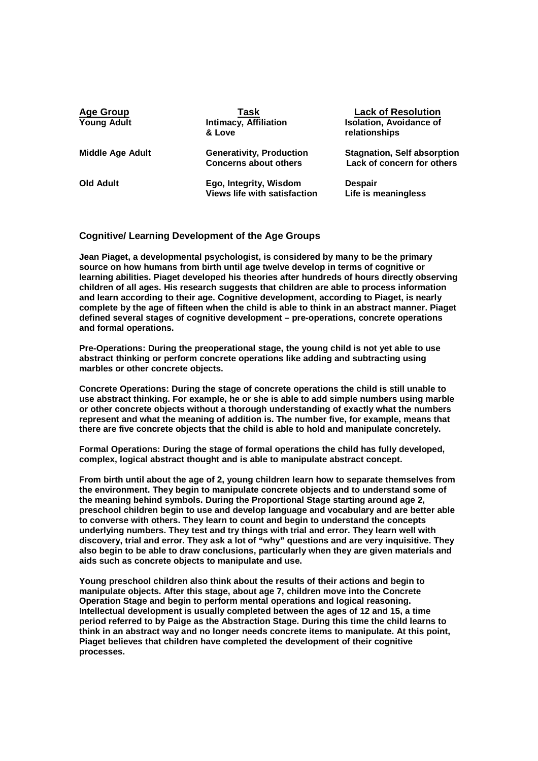| Age Group | Task | Lack of Resolution |
|---|---|---|
| **Young Adult** | **Intimacy, Affiliation & Love** | **Isolation, Avoidance of relationships** |
| **Middle Age Adult** | **Generativity, Production Concerns about others** | **Stagnation, Self absorption Lack of concern for others** |
| **Old Adult** | **Ego, Integrity, Wisdom Views life with satisfaction** | **Despair Life is meaningless** |

## Cognitive/ Learning Development of the Age Groups

**Jean Piaget, a developmental psychologist, is considered by many to be the primary source on how humans from birth until age twelve develop in terms of cognitive or learning abilities. Piaget developed his theories after hundreds of hours directly observing children of all ages. His research suggests that children are able to process information and learn according to their age. Cognitive development, according to Piaget, is nearly complete by the age of fifteen when the child is able to think in an abstract manner. Piaget defined several stages of cognitive development – pre-operations, concrete operations and formal operations.**

**Pre-Operations: During the preoperational stage, the young child is not yet able to use abstract thinking or perform concrete operations like adding and subtracting using marbles or other concrete objects.**

**Concrete Operations: During the stage of concrete operations the child is still unable to use abstract thinking. For example, he or she is able to add simple numbers using marble or other concrete objects without a thorough understanding of exactly what the numbers represent and what the meaning of addition is. The number five, for example, means that there are five concrete objects that the child is able to hold and manipulate concretely.**

**Formal Operations: During the stage of formal operations the child has fully developed, complex, logical abstract thought and is able to manipulate abstract concept.**

**From birth until about the age of 2, young children learn how to separate themselves from the environment. They begin to manipulate concrete objects and to understand some of the meaning behind symbols. During the Proportional Stage starting around age 2, preschool children begin to use and develop language and vocabulary and are better able to converse with others. They learn to count and begin to understand the concepts underlying numbers. They test and try things with trial and error. They learn well with discovery, trial and error. They ask a lot of "why" questions and are very inquisitive. They also begin to be able to draw conclusions, particularly when they are given materials and aids such as concrete objects to manipulate and use.**

**Young preschool children also think about the results of their actions and begin to manipulate objects. After this stage, about age 7, children move into the Concrete Operation Stage and begin to perform mental operations and logical reasoning. Intellectual development is usually completed between the ages of 12 and 15, a time period referred to by Paige as the Abstraction Stage. During this time the child learns to think in an abstract way and no longer needs concrete items to manipulate. At this point, Piaget believes that children have completed the development of their cognitive processes.**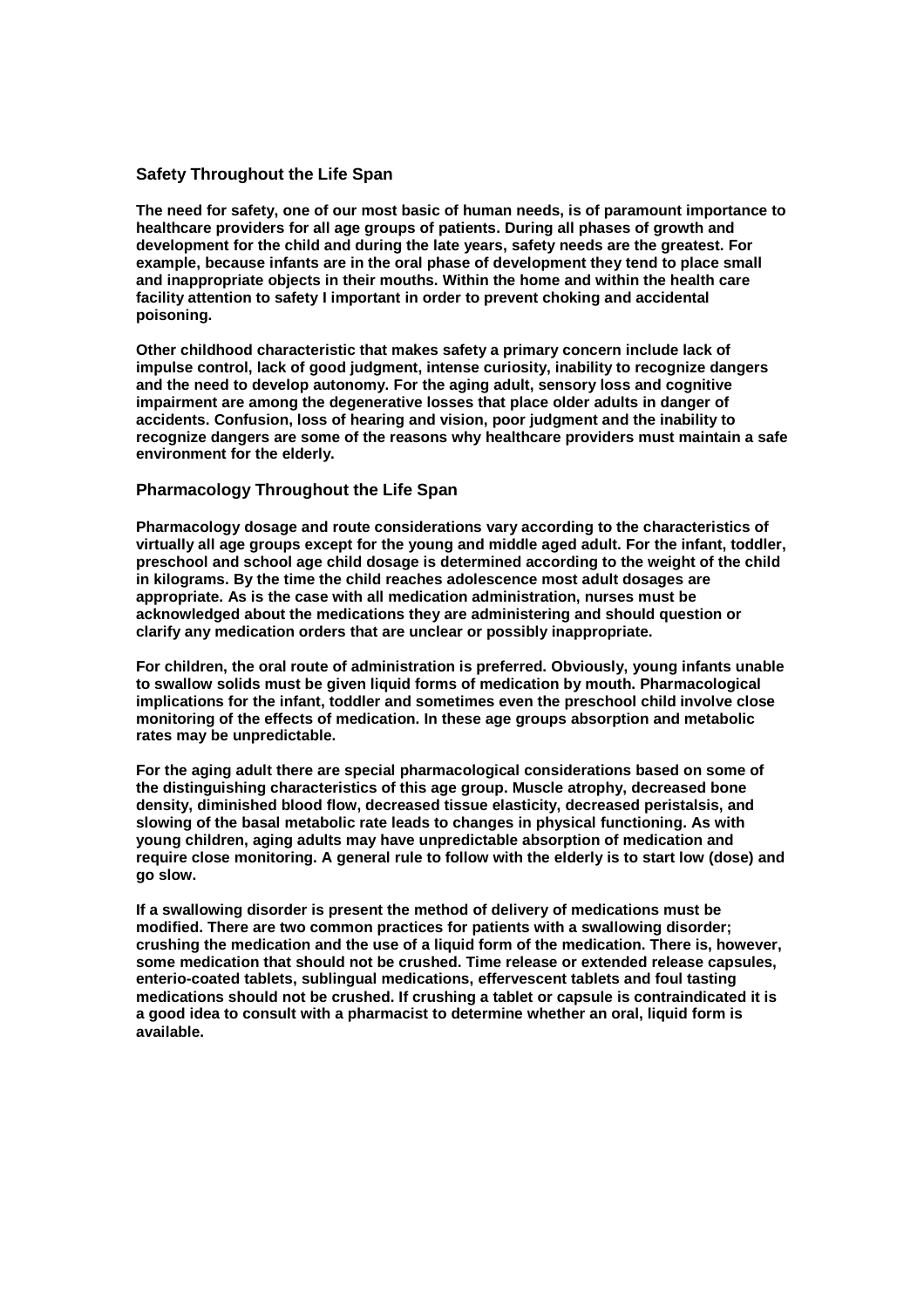## Safety Throughout the Life Span

**The need for safety, one of our most basic of human needs, is of paramount importance to healthcare providers for all age groups of patients. During all phases of growth and development for the child and during the late years, safety needs are the greatest. For example, because infants are in the oral phase of development they tend to place small and inappropriate objects in their mouths. Within the home and within the health care facility attention to safety I important in order to prevent choking and accidental poisoning.**

**Other childhood characteristic that makes safety a primary concern include lack of impulse control, lack of good judgment, intense curiosity, inability to recognize dangers and the need to develop autonomy. For the aging adult, sensory loss and cognitive impairment are among the degenerative losses that place older adults in danger of accidents. Confusion, loss of hearing and vision, poor judgment and the inability to recognize dangers are some of the reasons why healthcare providers must maintain a safe environment for the elderly.**

## Pharmacology Throughout the Life Span

**Pharmacology dosage and route considerations vary according to the characteristics of virtually all age groups except for the young and middle aged adult. For the infant, toddler, preschool and school age child dosage is determined according to the weight of the child in kilograms. By the time the child reaches adolescence most adult dosages are appropriate. As is the case with all medication administration, nurses must be acknowledged about the medications they are administering and should question or clarify any medication orders that are unclear or possibly inappropriate.**

**For children, the oral route of administration is preferred. Obviously, young infants unable to swallow solids must be given liquid forms of medication by mouth. Pharmacological implications for the infant, toddler and sometimes even the preschool child involve close monitoring of the effects of medication. In these age groups absorption and metabolic rates may be unpredictable.**

**For the aging adult there are special pharmacological considerations based on some of the distinguishing characteristics of this age group. Muscle atrophy, decreased bone density, diminished blood flow, decreased tissue elasticity, decreased peristalsis, and slowing of the basal metabolic rate leads to changes in physical functioning. As with young children, aging adults may have unpredictable absorption of medication and require close monitoring. A general rule to follow with the elderly is to start low (dose) and go slow.**

**If a swallowing disorder is present the method of delivery of medications must be modified. There are two common practices for patients with a swallowing disorder; crushing the medication and the use of a liquid form of the medication. There is, however, some medication that should not be crushed. Time release or extended release capsules, enterio-coated tablets, sublingual medications, effervescent tablets and foul tasting medications should not be crushed. If crushing a tablet or capsule is contraindicated it is a good idea to consult with a pharmacist to determine whether an oral, liquid form is available.**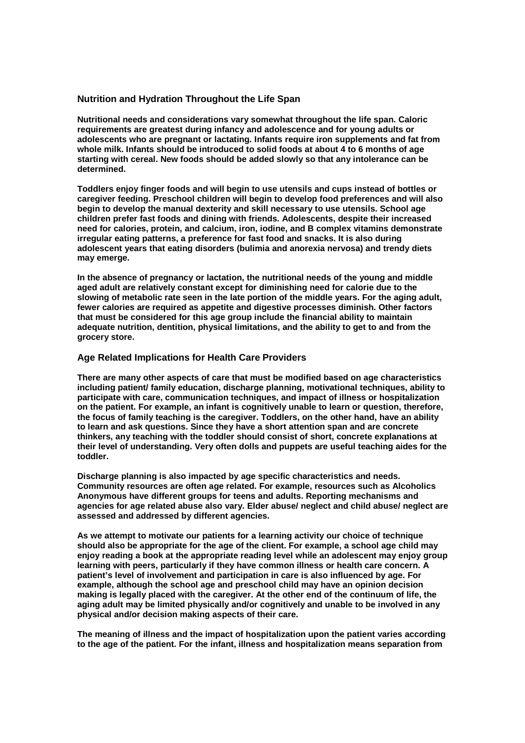## Nutrition and Hydration Throughout the Life Span

**Nutritional needs and considerations vary somewhat throughout the life span. Caloric requirements are greatest during infancy and adolescence and for young adults or adolescents who are pregnant or lactating. Infants require iron supplements and fat from whole milk. Infants should be introduced to solid foods at about 4 to 6 months of age starting with cereal. New foods should be added slowly so that any intolerance can be determined.**

**Toddlers enjoy finger foods and will begin to use utensils and cups instead of bottles or caregiver feeding. Preschool children will begin to develop food preferences and will also begin to develop the manual dexterity and skill necessary to use utensils. School age children prefer fast foods and dining with friends. Adolescents, despite their increased need for calories, protein, and calcium, iron, iodine, and B complex vitamins demonstrate irregular eating patterns, a preference for fast food and snacks. It is also during adolescent years that eating disorders (bulimia and anorexia nervosa) and trendy diets may emerge.**

**In the absence of pregnancy or lactation, the nutritional needs of the young and middle aged adult are relatively constant except for diminishing need for calorie due to the slowing of metabolic rate seen in the late portion of the middle years. For the aging adult, fewer calories are required as appetite and digestive processes diminish. Other factors that must be considered for this age group include the financial ability to maintain adequate nutrition, dentition, physical limitations, and the ability to get to and from the grocery store.**

## Age Related Implications for Health Care Providers

**There are many other aspects of care that must be modified based on age characteristics including patient/ family education, discharge planning, motivational techniques, ability to participate with care, communication techniques, and impact of illness or hospitalization on the patient. For example, an infant is cognitively unable to learn or question, therefore, the focus of family teaching is the caregiver. Toddlers, on the other hand, have an ability to learn and ask questions. Since they have a short attention span and are concrete thinkers, any teaching with the toddler should consist of short, concrete explanations at their level of understanding. Very often dolls and puppets are useful teaching aides for the toddler.**

**Discharge planning is also impacted by age specific characteristics and needs. Community resources are often age related. For example, resources such as Alcoholics Anonymous have different groups for teens and adults. Reporting mechanisms and agencies for age related abuse also vary. Elder abuse/ neglect and child abuse/ neglect are assessed and addressed by different agencies.**

**As we attempt to motivate our patients for a learning activity our choice of technique should also be appropriate for the age of the client. For example, a school age child may enjoy reading a book at the appropriate reading level while an adolescent may enjoy group learning with peers, particularly if they have common illness or health care concern. A patient's level of involvement and participation in care is also influenced by age. For example, although the school age and preschool child may have an opinion decision making is legally placed with the caregiver. At the other end of the continuum of life, the aging adult may be limited physically and/or cognitively and unable to be involved in any physical and/or decision making aspects of their care.**

**The meaning of illness and the impact of hospitalization upon the patient varies according to the age of the patient. For the infant, illness and hospitalization means separation from**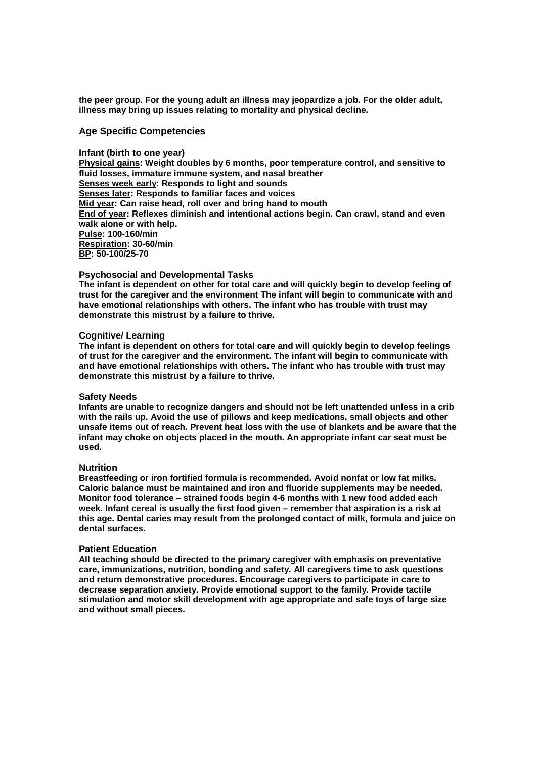the peer group. For the young adult an illness may jeopardize a job. For the older adult, illness may bring up issues relating to mortality and physical decline.

## Age Specific Competencies

### Infant (birth to one year)

<u>Physical gains</u>: Weight doubles by 6 months, poor temperature control, and sensitive to fluid losses, immature immune system, and nasal breather
<u>Senses week early</u>: Responds to light and sounds
<u>Senses later</u>: Responds to familiar faces and voices
<u>Mid year</u>: Can raise head, roll over and bring hand to mouth
<u>End of year</u>: Reflexes diminish and intentional actions begin. Can crawl, stand and even walk alone or with help.
<u>Pulse</u>: 100-160/min
<u>Respiration</u>: 30-60/min
<u>BP</u>: 50-100/25-70

### Psychosocial and Developmental Tasks

The infant is dependent on other for total care and will quickly begin to develop feeling of trust for the caregiver and the environment The infant will begin to communicate with and have emotional relationships with others. The infant who has trouble with trust may demonstrate this mistrust by a failure to thrive.

### Cognitive/ Learning

The infant is dependent on others for total care and will quickly begin to develop feelings of trust for the caregiver and the environment. The infant will begin to communicate with and have emotional relationships with others. The infant who has trouble with trust may demonstrate this mistrust by a failure to thrive.

### Safety Needs

Infants are unable to recognize dangers and should not be left unattended unless in a crib with the rails up. Avoid the use of pillows and keep medications, small objects and other unsafe items out of reach. Prevent heat loss with the use of blankets and be aware that the infant may choke on objects placed in the mouth. An appropriate infant car seat must be used.

### Nutrition

Breastfeeding or iron fortified formula is recommended. Avoid nonfat or low fat milks. Caloric balance must be maintained and iron and fluoride supplements may be needed. Monitor food tolerance – strained foods begin 4-6 months with 1 new food added each week. Infant cereal is usually the first food given – remember that aspiration is a risk at this age. Dental caries may result from the prolonged contact of milk, formula and juice on dental surfaces.

### Patient Education

All teaching should be directed to the primary caregiver with emphasis on preventative care, immunizations, nutrition, bonding and safety. All caregivers time to ask questions and return demonstrative procedures. Encourage caregivers to participate in care to decrease separation anxiety. Provide emotional support to the family. Provide tactile stimulation and motor skill development with age appropriate and safe toys of large size and without small pieces.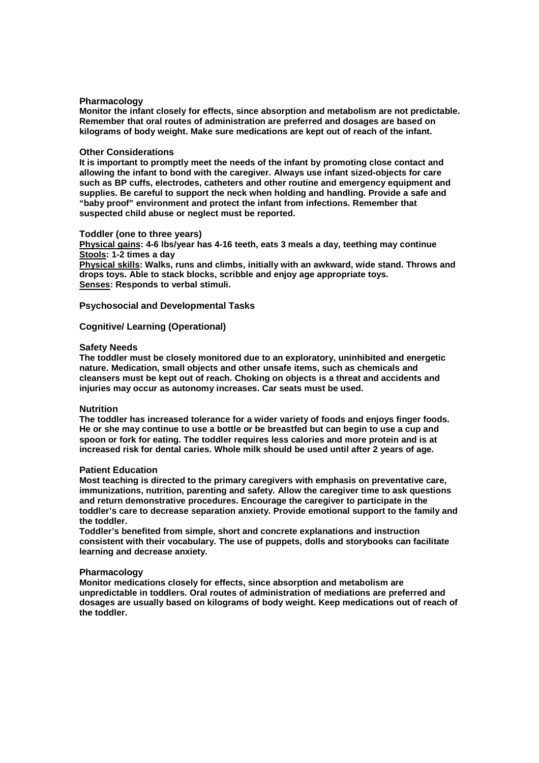### Pharmacology

**Monitor the infant closely for effects, since absorption and metabolism are not predictable. Remember that oral routes of administration are preferred and dosages are based on kilograms of body weight. Make sure medications are kept out of reach of the infant.**

### Other Considerations

**It is important to promptly meet the needs of the infant by promoting close contact and allowing the infant to bond with the caregiver. Always use infant sized-objects for care such as BP cuffs, electrodes, catheters and other routine and emergency equipment and supplies. Be careful to support the neck when holding and handling. Provide a safe and "baby proof" environment and protect the infant from infections. Remember that suspected child abuse or neglect must be reported.**

### Toddler (one to three years)

**Physical gains: 4-6 lbs/year has 4-16 teeth, eats 3 meals a day, teething may continue**
**Stools: 1-2 times a day**
**Physical skills: Walks, runs and climbs, initially with an awkward, wide stand. Throws and drops toys. Able to stack blocks, scribble and enjoy age appropriate toys.**
**Senses: Responds to verbal stimuli.**

### Psychosocial and Developmental Tasks

### Cognitive/ Learning (Operational)

### Safety Needs

**The toddler must be closely monitored due to an exploratory, uninhibited and energetic nature. Medication, small objects and other unsafe items, such as chemicals and cleansers must be kept out of reach. Choking on objects is a threat and accidents and injuries may occur as autonomy increases. Car seats must be used.**

### Nutrition

**The toddler has increased tolerance for a wider variety of foods and enjoys finger foods. He or she may continue to use a bottle or be breastfed but can begin to use a cup and spoon or fork for eating. The toddler requires less calories and more protein and is at increased risk for dental caries. Whole milk should be used until after 2 years of age.**

### Patient Education

**Most teaching is directed to the primary caregivers with emphasis on preventative care, immunizations, nutrition, parenting and safety. Allow the caregiver time to ask questions and return demonstrative procedures. Encourage the caregiver to participate in the toddler's care to decrease separation anxiety. Provide emotional support to the family and the toddler.**

**Toddler's benefited from simple, short and concrete explanations and instruction consistent with their vocabulary. The use of puppets, dolls and storybooks can facilitate learning and decrease anxiety.**

### Pharmacology

**Monitor medications closely for effects, since absorption and metabolism are unpredictable in toddlers. Oral routes of administration of mediations are preferred and dosages are usually based on kilograms of body weight. Keep medications out of reach of the toddler.**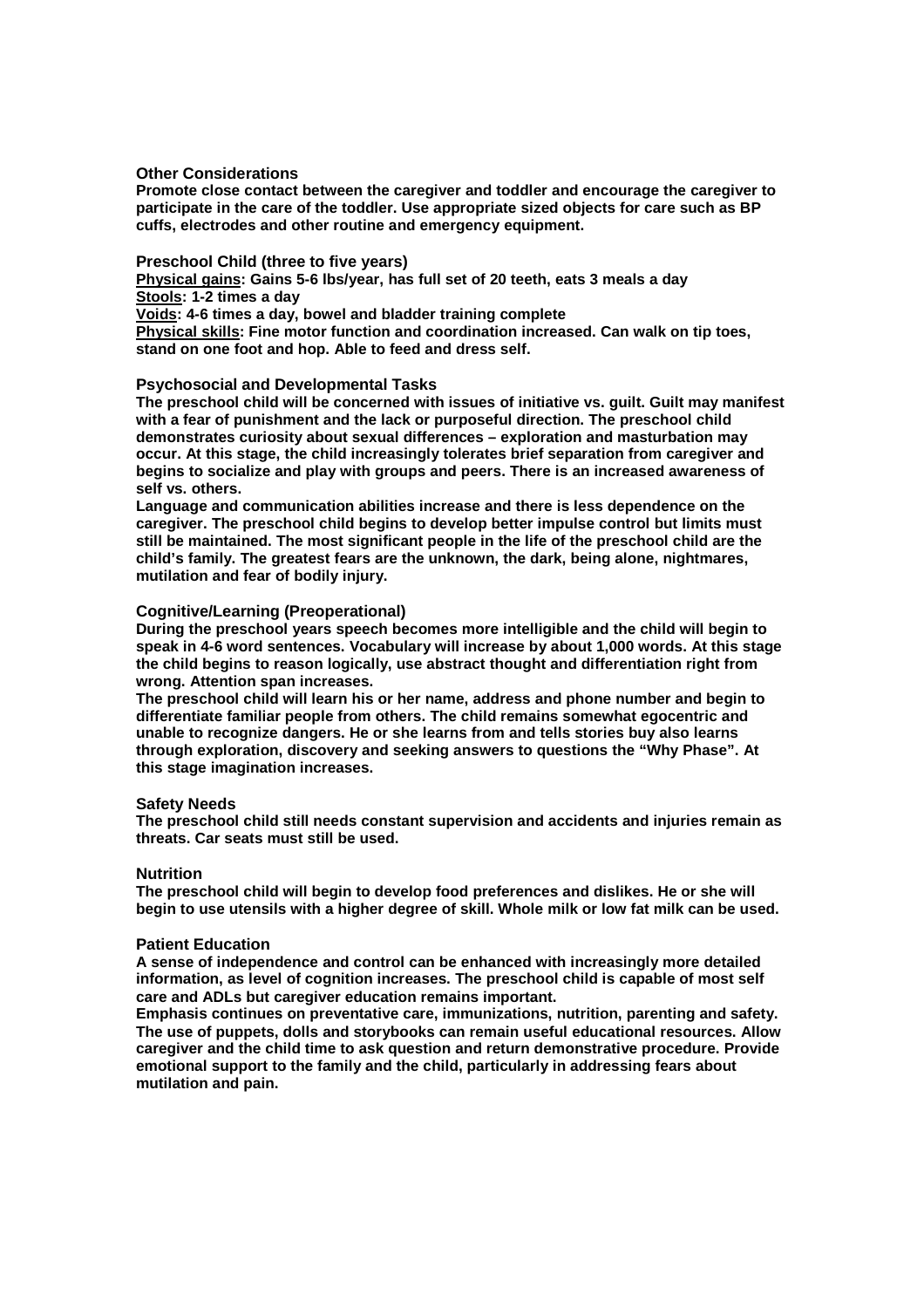### Other Considerations

**Promote close contact between the caregiver and toddler and encourage the caregiver to participate in the care of the toddler. Use appropriate sized objects for care such as BP cuffs, electrodes and other routine and emergency equipment.**

### Preschool Child (three to five years)

**Physical gains: Gains 5-6 lbs/year, has full set of 20 teeth, eats 3 meals a day**
**Stools: 1-2 times a day**
**Voids: 4-6 times a day, bowel and bladder training complete**
**Physical skills: Fine motor function and coordination increased. Can walk on tip toes, stand on one foot and hop. Able to feed and dress self.**

### Psychosocial and Developmental Tasks

**The preschool child will be concerned with issues of initiative vs. guilt. Guilt may manifest with a fear of punishment and the lack or purposeful direction. The preschool child demonstrates curiosity about sexual differences – exploration and masturbation may occur. At this stage, the child increasingly tolerates brief separation from caregiver and begins to socialize and play with groups and peers. There is an increased awareness of self vs. others.**

**Language and communication abilities increase and there is less dependence on the caregiver. The preschool child begins to develop better impulse control but limits must still be maintained. The most significant people in the life of the preschool child are the child's family. The greatest fears are the unknown, the dark, being alone, nightmares, mutilation and fear of bodily injury.**

### Cognitive/Learning (Preoperational)

**During the preschool years speech becomes more intelligible and the child will begin to speak in 4-6 word sentences. Vocabulary will increase by about 1,000 words. At this stage the child begins to reason logically, use abstract thought and differentiation right from wrong. Attention span increases.**

**The preschool child will learn his or her name, address and phone number and begin to differentiate familiar people from others. The child remains somewhat egocentric and unable to recognize dangers. He or she learns from and tells stories buy also learns through exploration, discovery and seeking answers to questions the "Why Phase". At this stage imagination increases.**

### Safety Needs

**The preschool child still needs constant supervision and accidents and injuries remain as threats. Car seats must still be used.**

### Nutrition

**The preschool child will begin to develop food preferences and dislikes. He or she will begin to use utensils with a higher degree of skill. Whole milk or low fat milk can be used.**

### Patient Education

**A sense of independence and control can be enhanced with increasingly more detailed information, as level of cognition increases. The preschool child is capable of most self care and ADLs but caregiver education remains important.**

**Emphasis continues on preventative care, immunizations, nutrition, parenting and safety. The use of puppets, dolls and storybooks can remain useful educational resources. Allow caregiver and the child time to ask question and return demonstrative procedure. Provide emotional support to the family and the child, particularly in addressing fears about mutilation and pain.**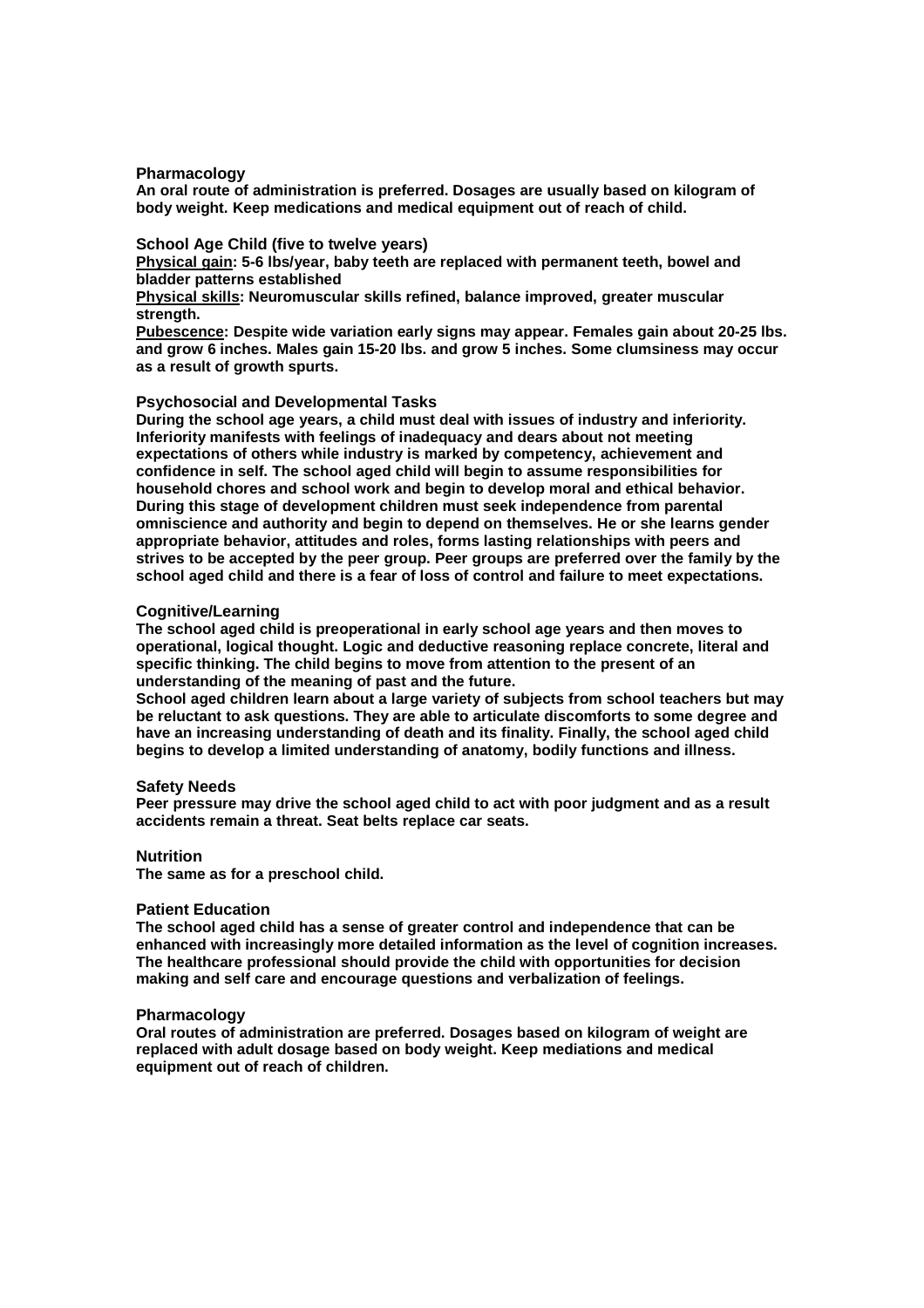### Pharmacology

**An oral route of administration is preferred. Dosages are usually based on kilogram of body weight. Keep medications and medical equipment out of reach of child.**

### School Age Child (five to twelve years)

**Physical gain: 5-6 lbs/year, baby teeth are replaced with permanent teeth, bowel and bladder patterns established**

**Physical skills: Neuromuscular skills refined, balance improved, greater muscular strength.**

**Pubescence: Despite wide variation early signs may appear. Females gain about 20-25 lbs. and grow 6 inches. Males gain 15-20 lbs. and grow 5 inches. Some clumsiness may occur as a result of growth spurts.**

### Psychosocial and Developmental Tasks

**During the school age years, a child must deal with issues of industry and inferiority. Inferiority manifests with feelings of inadequacy and dears about not meeting expectations of others while industry is marked by competency, achievement and confidence in self. The school aged child will begin to assume responsibilities for household chores and school work and begin to develop moral and ethical behavior. During this stage of development children must seek independence from parental omniscience and authority and begin to depend on themselves. He or she learns gender appropriate behavior, attitudes and roles, forms lasting relationships with peers and strives to be accepted by the peer group. Peer groups are preferred over the family by the school aged child and there is a fear of loss of control and failure to meet expectations.**

### Cognitive/Learning

**The school aged child is preoperational in early school age years and then moves to operational, logical thought. Logic and deductive reasoning replace concrete, literal and specific thinking. The child begins to move from attention to the present of an understanding of the meaning of past and the future.**

**School aged children learn about a large variety of subjects from school teachers but may be reluctant to ask questions. They are able to articulate discomforts to some degree and have an increasing understanding of death and its finality. Finally, the school aged child begins to develop a limited understanding of anatomy, bodily functions and illness.**

### Safety Needs

**Peer pressure may drive the school aged child to act with poor judgment and as a result accidents remain a threat. Seat belts replace car seats.**

### Nutrition

**The same as for a preschool child.**

### Patient Education

**The school aged child has a sense of greater control and independence that can be enhanced with increasingly more detailed information as the level of cognition increases. The healthcare professional should provide the child with opportunities for decision making and self care and encourage questions and verbalization of feelings.**

### Pharmacology

**Oral routes of administration are preferred. Dosages based on kilogram of weight are replaced with adult dosage based on body weight. Keep mediations and medical equipment out of reach of children.**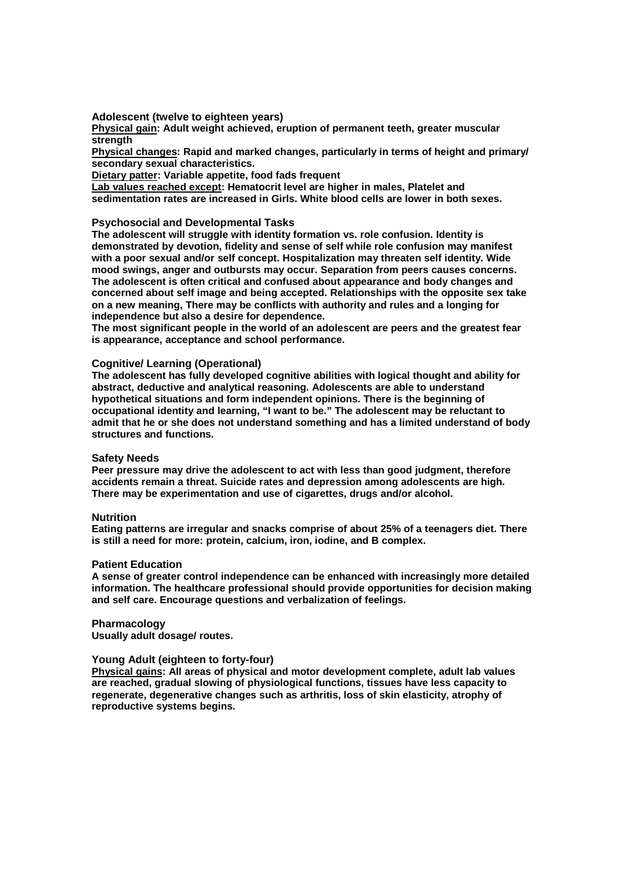**Adolescent (twelve to eighteen years)**

**Physical gain: Adult weight achieved, eruption of permanent teeth, greater muscular strength**

**Physical changes: Rapid and marked changes, particularly in terms of height and primary/ secondary sexual characteristics.**

**Dietary patter: Variable appetite, food fads frequent**

**Lab values reached except: Hematocrit level are higher in males, Platelet and sedimentation rates are increased in Girls. White blood cells are lower in both sexes.**

### Psychosocial and Developmental Tasks

**The adolescent will struggle with identity formation vs. role confusion. Identity is demonstrated by devotion, fidelity and sense of self while role confusion may manifest with a poor sexual and/or self concept. Hospitalization may threaten self identity. Wide mood swings, anger and outbursts may occur. Separation from peers causes concerns. The adolescent is often critical and confused about appearance and body changes and concerned about self image and being accepted. Relationships with the opposite sex take on a new meaning, There may be conflicts with authority and rules and a longing for independence but also a desire for dependence.**

**The most significant people in the world of an adolescent are peers and the greatest fear is appearance, acceptance and school performance.**

### Cognitive/ Learning (Operational)

**The adolescent has fully developed cognitive abilities with logical thought and ability for abstract, deductive and analytical reasoning. Adolescents are able to understand hypothetical situations and form independent opinions. There is the beginning of occupational identity and learning, "I want to be." The adolescent may be reluctant to admit that he or she does not understand something and has a limited understand of body structures and functions.**

### Safety Needs

**Peer pressure may drive the adolescent to act with less than good judgment, therefore accidents remain a threat. Suicide rates and depression among adolescents are high. There may be experimentation and use of cigarettes, drugs and/or alcohol.**

### Nutrition

**Eating patterns are irregular and snacks comprise of about 25% of a teenagers diet. There is still a need for more: protein, calcium, iron, iodine, and B complex.**

### Patient Education

**A sense of greater control independence can be enhanced with increasingly more detailed information. The healthcare professional should provide opportunities for decision making and self care. Encourage questions and verbalization of feelings.**

### Pharmacology

**Usually adult dosage/ routes.**

### Young Adult (eighteen to forty-four)

**Physical gains: All areas of physical and motor development complete, adult lab values are reached, gradual slowing of physiological functions, tissues have less capacity to regenerate, degenerative changes such as arthritis, loss of skin elasticity, atrophy of reproductive systems begins.**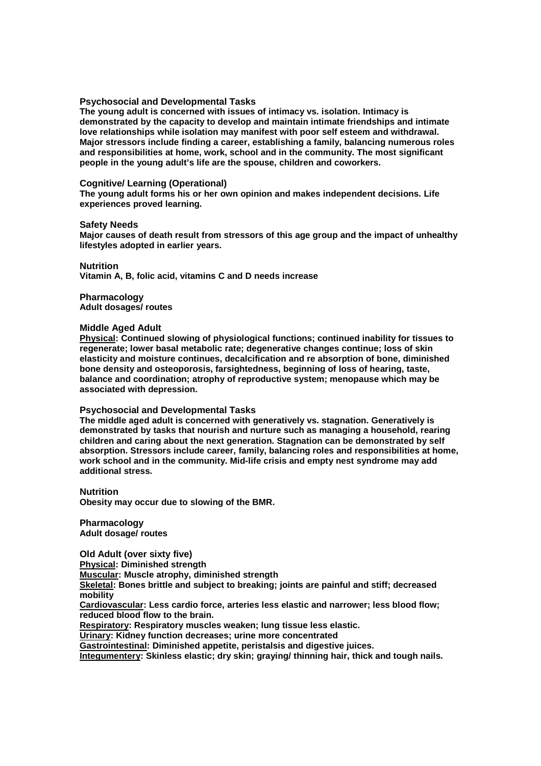**Psychosocial and Developmental Tasks**

**The young adult is concerned with issues of intimacy vs. isolation. Intimacy is demonstrated by the capacity to develop and maintain intimate friendships and intimate love relationships while isolation may manifest with poor self esteem and withdrawal. Major stressors include finding a career, establishing a family, balancing numerous roles and responsibilities at home, work, school and in the community. The most significant people in the young adult's life are the spouse, children and coworkers.**

**Cognitive/ Learning (Operational)**

**The young adult forms his or her own opinion and makes independent decisions. Life experiences proved learning.**

**Safety Needs**

**Major causes of death result from stressors of this age group and the impact of unhealthy lifestyles adopted in earlier years.**

**Nutrition**

**Vitamin A, B, folic acid, vitamins C and D needs increase**

**Pharmacology**

**Adult dosages/ routes**

**Middle Aged Adult**

**Physical: Continued slowing of physiological functions; continued inability for tissues to regenerate; lower basal metabolic rate; degenerative changes continue; loss of skin elasticity and moisture continues, decalcification and re absorption of bone, diminished bone density and osteoporosis, farsightedness, beginning of loss of hearing, taste, balance and coordination; atrophy of reproductive system; menopause which may be associated with depression.**

**Psychosocial and Developmental Tasks**

**The middle aged adult is concerned with generatively vs. stagnation. Generatively is demonstrated by tasks that nourish and nurture such as managing a household, rearing children and caring about the next generation. Stagnation can be demonstrated by self absorption. Stressors include career, family, balancing roles and responsibilities at home, work school and in the community. Mid-life crisis and empty nest syndrome may add additional stress.**

**Nutrition**

**Obesity may occur due to slowing of the BMR.**

**Pharmacology**

**Adult dosage/ routes**

**Old Adult (over sixty five)**

**Physical: Diminished strength**

**Muscular: Muscle atrophy, diminished strength**

**Skeletal: Bones brittle and subject to breaking; joints are painful and stiff; decreased mobility**

**Cardiovascular: Less cardio force, arteries less elastic and narrower; less blood flow; reduced blood flow to the brain.**

**Respiratory: Respiratory muscles weaken; lung tissue less elastic.**

**Urinary: Kidney function decreases; urine more concentrated**

**Gastrointestinal: Diminished appetite, peristalsis and digestive juices.**

**Integumentery: Skinless elastic; dry skin; graying/ thinning hair, thick and tough nails.**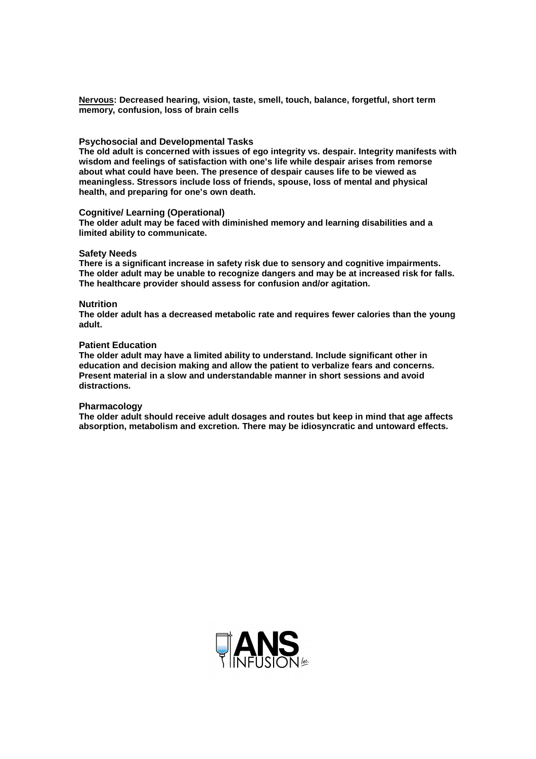<u>**Nervous**</u>**: Decreased hearing, vision, taste, smell, touch, balance, forgetful, short term memory, confusion, loss of brain cells**

### Psychosocial and Developmental Tasks

**The old adult is concerned with issues of ego integrity vs. despair. Integrity manifests with wisdom and feelings of satisfaction with one's life while despair arises from remorse about what could have been. The presence of despair causes life to be viewed as meaningless. Stressors include loss of friends, spouse, loss of mental and physical health, and preparing for one's own death.**

### Cognitive/ Learning (Operational)

**The older adult may be faced with diminished memory and learning disabilities and a limited ability to communicate.**

### Safety Needs

**There is a significant increase in safety risk due to sensory and cognitive impairments. The older adult may be unable to recognize dangers and may be at increased risk for falls. The healthcare provider should assess for confusion and/or agitation.**

### Nutrition

**The older adult has a decreased metabolic rate and requires fewer calories than the young adult.**

### Patient Education

**The older adult may have a limited ability to understand. Include significant other in education and decision making and allow the patient to verbalize fears and concerns. Present material in a slow and understandable manner in short sessions and avoid distractions.**

### Pharmacology

**The older adult should receive adult dosages and routes but keep in mind that age affects absorption, metabolism and excretion. There may be idiosyncratic and untoward effects.**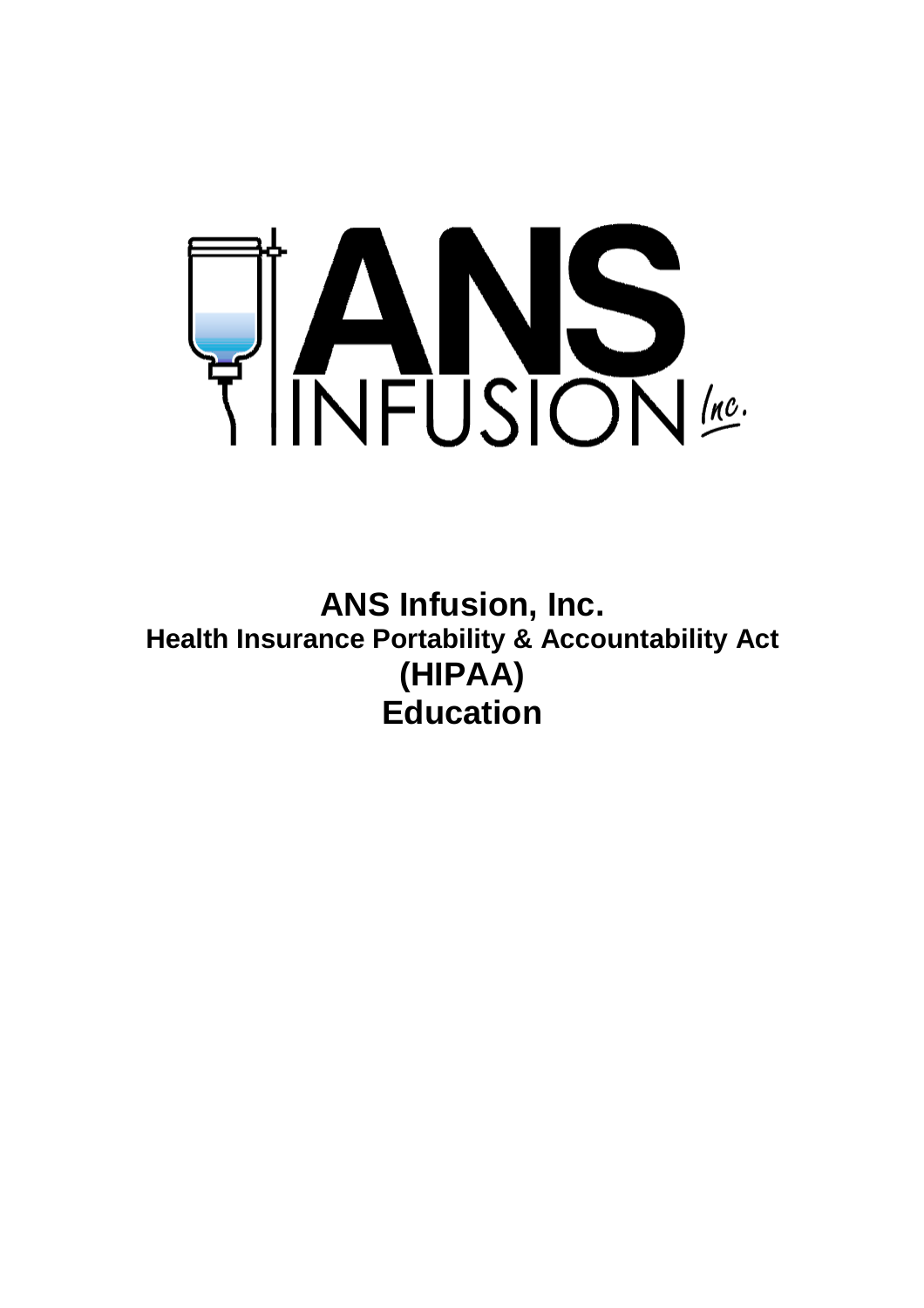# ANS Infusion, Inc.

## Health Insurance Portability & Accountability Act

## (HIPAA)

## Education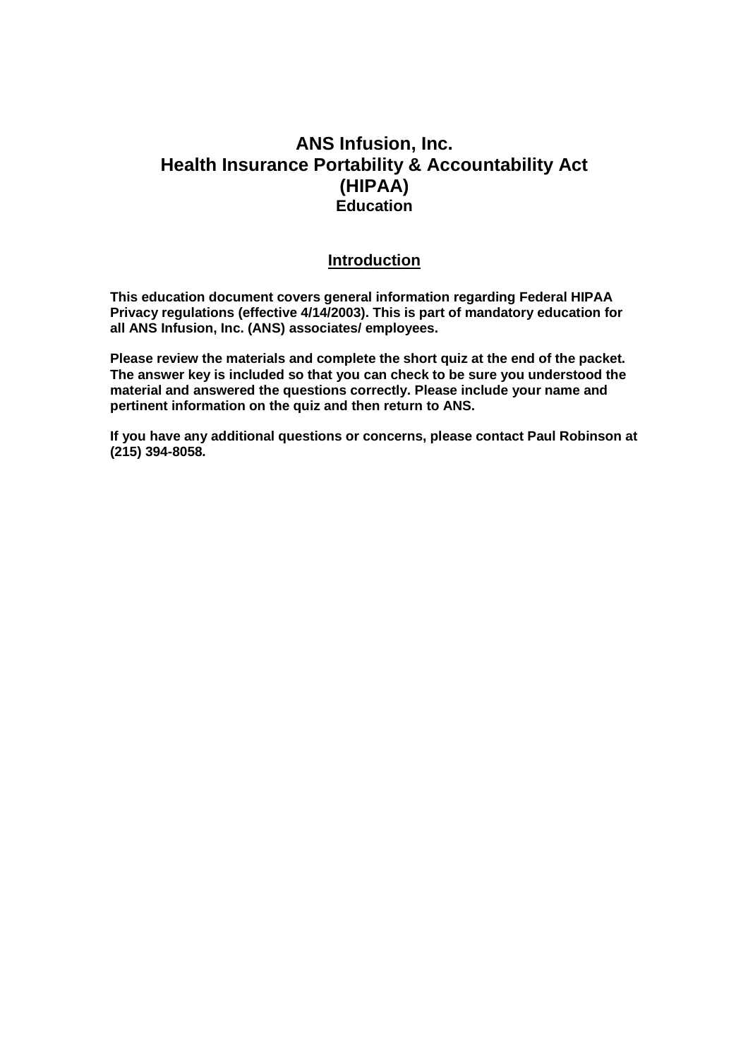# ANS Infusion, Inc.
# Health Insurance Portability & Accountability Act (HIPAA)
### Education

## Introduction

**This education document covers general information regarding Federal HIPAA Privacy regulations (effective 4/14/2003). This is part of mandatory education for all ANS Infusion, Inc. (ANS) associates/ employees.**

**Please review the materials and complete the short quiz at the end of the packet. The answer key is included so that you can check to be sure you understood the material and answered the questions correctly. Please include your name and pertinent information on the quiz and then return to ANS.**

**If you have any additional questions or concerns, please contact Paul Robinson at (215) 394-8058.**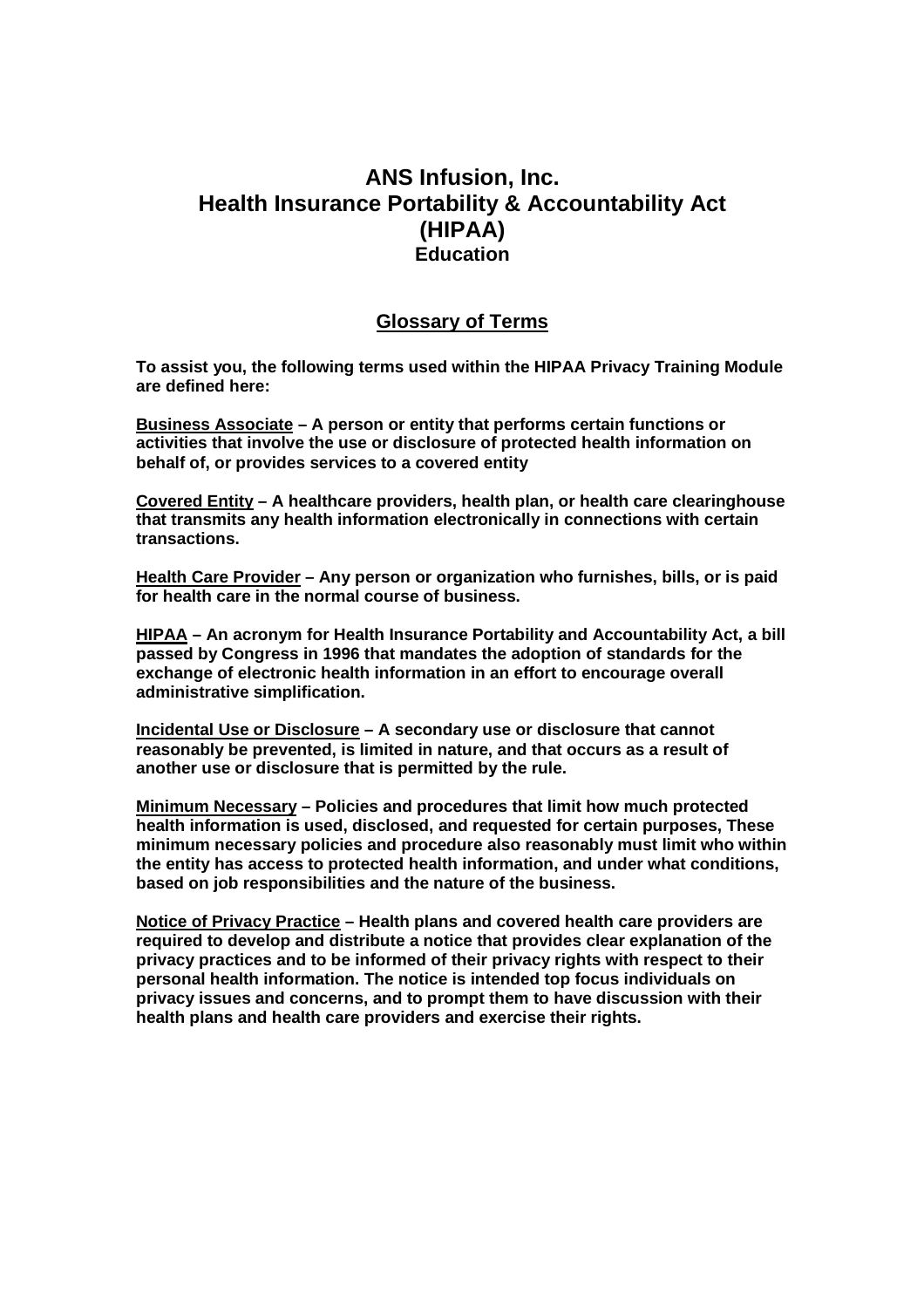# ANS Infusion, Inc.
# Health Insurance Portability & Accountability Act (HIPAA)
## Education

## Glossary of Terms

**To assist you, the following terms used within the HIPAA Privacy Training Module are defined here:**

**Business Associate – A person or entity that performs certain functions or activities that involve the use or disclosure of protected health information on behalf of, or provides services to a covered entity**

**Covered Entity – A healthcare providers, health plan, or health care clearinghouse that transmits any health information electronically in connections with certain transactions.**

**Health Care Provider – Any person or organization who furnishes, bills, or is paid for health care in the normal course of business.**

**HIPAA – An acronym for Health Insurance Portability and Accountability Act, a bill passed by Congress in 1996 that mandates the adoption of standards for the exchange of electronic health information in an effort to encourage overall administrative simplification.**

**Incidental Use or Disclosure – A secondary use or disclosure that cannot reasonably be prevented, is limited in nature, and that occurs as a result of another use or disclosure that is permitted by the rule.**

**Minimum Necessary – Policies and procedures that limit how much protected health information is used, disclosed, and requested for certain purposes, These minimum necessary policies and procedure also reasonably must limit who within the entity has access to protected health information, and under what conditions, based on job responsibilities and the nature of the business.**

**Notice of Privacy Practice – Health plans and covered health care providers are required to develop and distribute a notice that provides clear explanation of the privacy practices and to be informed of their privacy rights with respect to their personal health information. The notice is intended top focus individuals on privacy issues and concerns, and to prompt them to have discussion with their health plans and health care providers and exercise their rights.**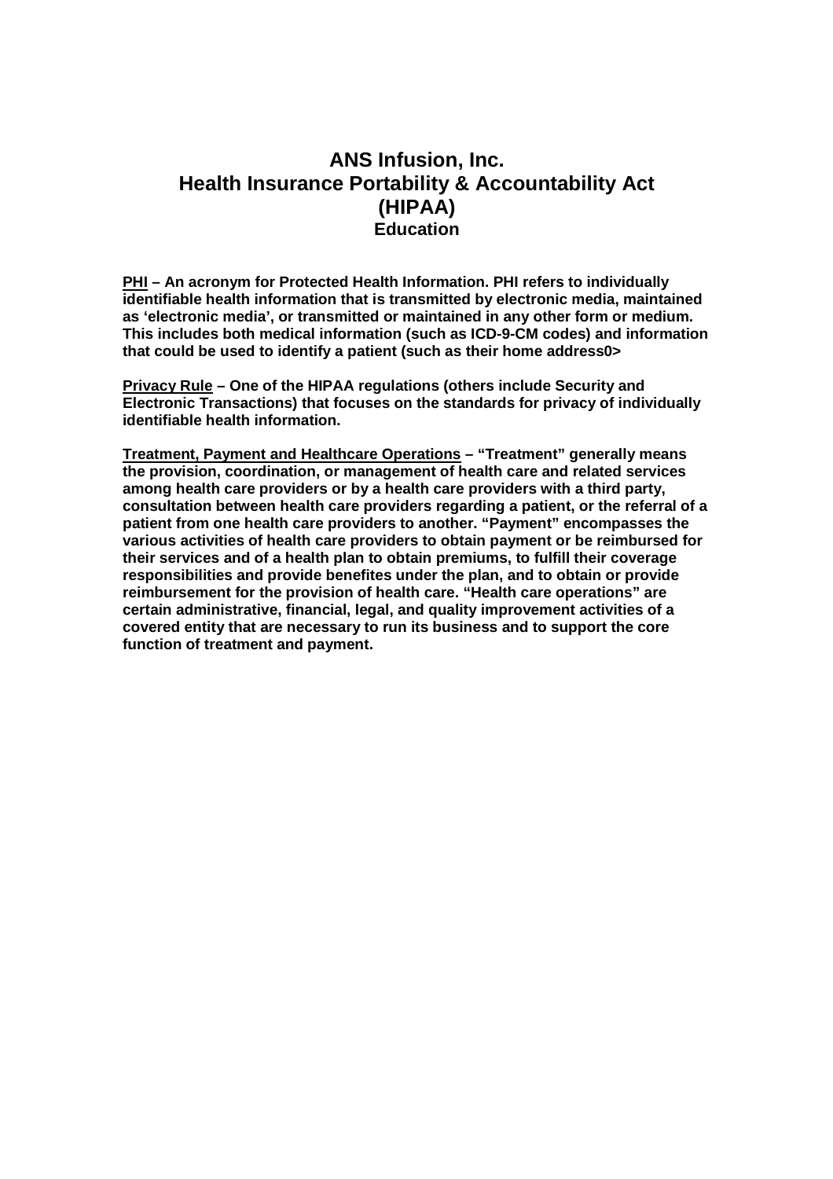# ANS Infusion, Inc.
# Health Insurance Portability & Accountability Act (HIPAA)
## Education

**<u>PHI</u> – An acronym for Protected Health Information. PHI refers to individually identifiable health information that is transmitted by electronic media, maintained as 'electronic media', or transmitted or maintained in any other form or medium. This includes both medical information (such as ICD-9-CM codes) and information that could be used to identify a patient (such as their home address0>**

**<u>Privacy Rule</u> – One of the HIPAA regulations (others include Security and Electronic Transactions) that focuses on the standards for privacy of individually identifiable health information.**

**<u>Treatment, Payment and Healthcare Operations</u> – "Treatment" generally means the provision, coordination, or management of health care and related services among health care providers or by a health care providers with a third party, consultation between health care providers regarding a patient, or the referral of a patient from one health care providers to another. "Payment" encompasses the various activities of health care providers to obtain payment or be reimbursed for their services and of a health plan to obtain premiums, to fulfill their coverage responsibilities and provide benefites under the plan, and to obtain or provide reimbursement for the provision of health care. "Health care operations" are certain administrative, financial, legal, and quality improvement activities of a covered entity that are necessary to run its business and to support the core function of treatment and payment.**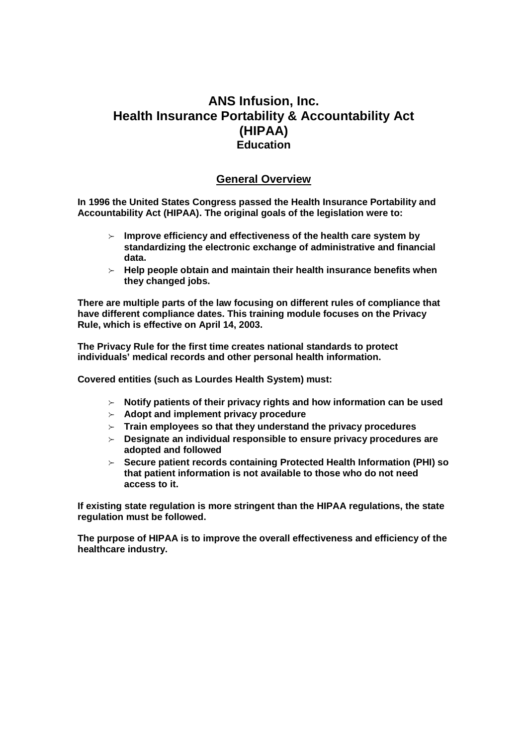# ANS Infusion, Inc.
# Health Insurance Portability & Accountability Act (HIPAA)
## Education

## General Overview

**In 1996 the United States Congress passed the Health Insurance Portability and Accountability Act (HIPAA). The original goals of the legislation were to:**

- **Improve efficiency and effectiveness of the health care system by standardizing the electronic exchange of administrative and financial data.**
- **Help people obtain and maintain their health insurance benefits when they changed jobs.**

**There are multiple parts of the law focusing on different rules of compliance that have different compliance dates. This training module focuses on the Privacy Rule, which is effective on April 14, 2003.**

**The Privacy Rule for the first time creates national standards to protect individuals' medical records and other personal health information.**

**Covered entities (such as Lourdes Health System) must:**

- **Notify patients of their privacy rights and how information can be used**
- **Adopt and implement privacy procedure**
- **Train employees so that they understand the privacy procedures**
- **Designate an individual responsible to ensure privacy procedures are adopted and followed**
- **Secure patient records containing Protected Health Information (PHI) so that patient information is not available to those who do not need access to it.**

**If existing state regulation is more stringent than the HIPAA regulations, the state regulation must be followed.**

**The purpose of HIPAA is to improve the overall effectiveness and efficiency of the healthcare industry.**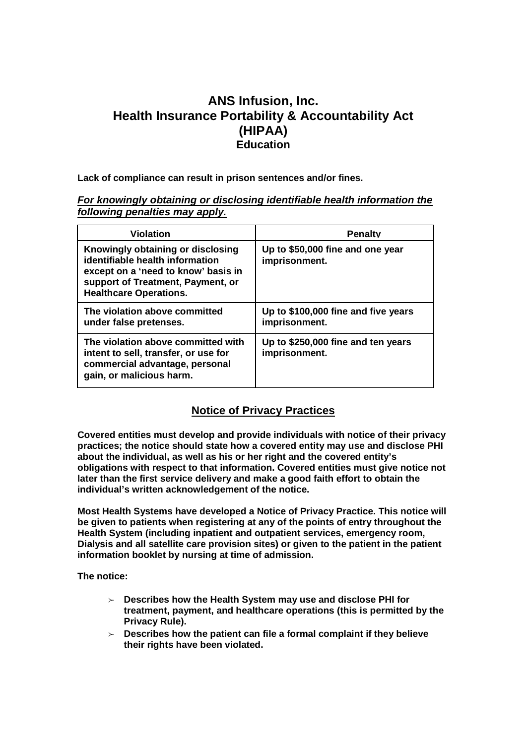# ANS Infusion, Inc.
# Health Insurance Portability & Accountability Act (HIPAA)
## Education

**Lack of compliance can result in prison sentences and/or fines.**

***For knowingly obtaining or disclosing identifiable health information the following penalties may apply.***

| Violation | Penalty |
|---|---|
| **Knowingly obtaining or disclosing identifiable health information except on a 'need to know' basis in support of Treatment, Payment, or Healthcare Operations.** | **Up to $50,000 fine and one year imprisonment.** |
| **The violation above committed under false pretenses.** | **Up to $100,000 fine and five years imprisonment.** |
| **The violation above committed with intent to sell, transfer, or use for commercial advantage, personal gain, or malicious harm.** | **Up to $250,000 fine and ten years imprisonment.** |

## Notice of Privacy Practices

**Covered entities must develop and provide individuals with notice of their privacy practices; the notice should state how a covered entity may use and disclose PHI about the individual, as well as his or her right and the covered entity's obligations with respect to that information. Covered entities must give notice not later than the first service delivery and make a good faith effort to obtain the individual's written acknowledgement of the notice.**

**Most Health Systems have developed a Notice of Privacy Practice. This notice will be given to patients when registering at any of the points of entry throughout the Health System (including inpatient and outpatient services, emergency room, Dialysis and all satellite care provision sites) or given to the patient in the patient information booklet by nursing at time of admission.**

**The notice:**

- **Describes how the Health System may use and disclose PHI for treatment, payment, and healthcare operations (this is permitted by the Privacy Rule).**
- **Describes how the patient can file a formal complaint if they believe their rights have been violated.**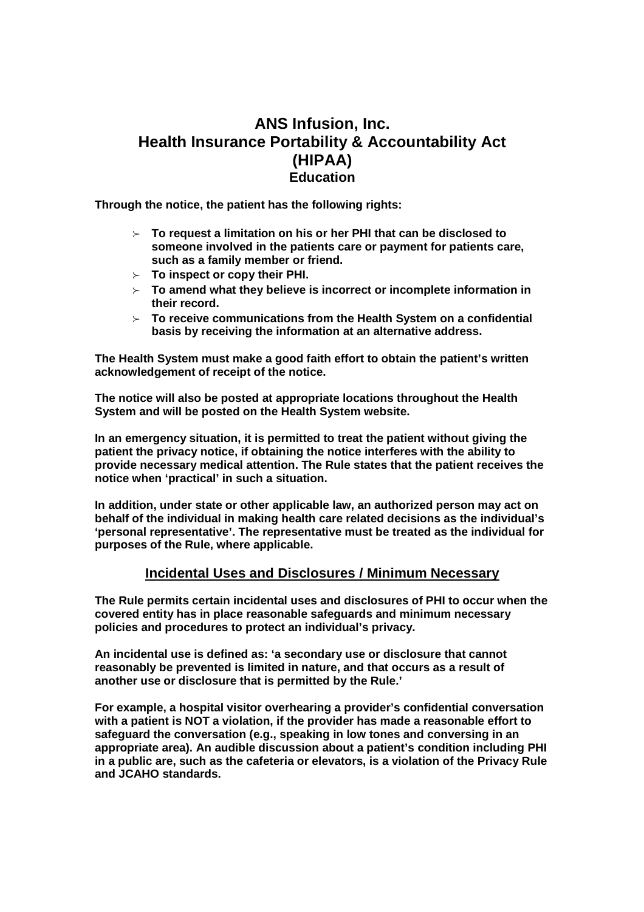# ANS Infusion, Inc.
# Health Insurance Portability & Accountability Act (HIPAA)
## Education

**Through the notice, the patient has the following rights:**

- **To request a limitation on his or her PHI that can be disclosed to someone involved in the patients care or payment for patients care, such as a family member or friend.**
- **To inspect or copy their PHI.**
- **To amend what they believe is incorrect or incomplete information in their record.**
- **To receive communications from the Health System on a confidential basis by receiving the information at an alternative address.**

**The Health System must make a good faith effort to obtain the patient's written acknowledgement of receipt of the notice.**

**The notice will also be posted at appropriate locations throughout the Health System and will be posted on the Health System website.**

**In an emergency situation, it is permitted to treat the patient without giving the patient the privacy notice, if obtaining the notice interferes with the ability to provide necessary medical attention. The Rule states that the patient receives the notice when 'practical' in such a situation.**

**In addition, under state or other applicable law, an authorized person may act on behalf of the individual in making health care related decisions as the individual's 'personal representative'. The representative must be treated as the individual for purposes of the Rule, where applicable.**

## Incidental Uses and Disclosures / Minimum Necessary

**The Rule permits certain incidental uses and disclosures of PHI to occur when the covered entity has in place reasonable safeguards and minimum necessary policies and procedures to protect an individual's privacy.**

**An incidental use is defined as: 'a secondary use or disclosure that cannot reasonably be prevented is limited in nature, and that occurs as a result of another use or disclosure that is permitted by the Rule.'**

**For example, a hospital visitor overhearing a provider's confidential conversation with a patient is NOT a violation, if the provider has made a reasonable effort to safeguard the conversation (e.g., speaking in low tones and conversing in an appropriate area). An audible discussion about a patient's condition including PHI in a public are, such as the cafeteria or elevators, is a violation of the Privacy Rule and JCAHO standards.**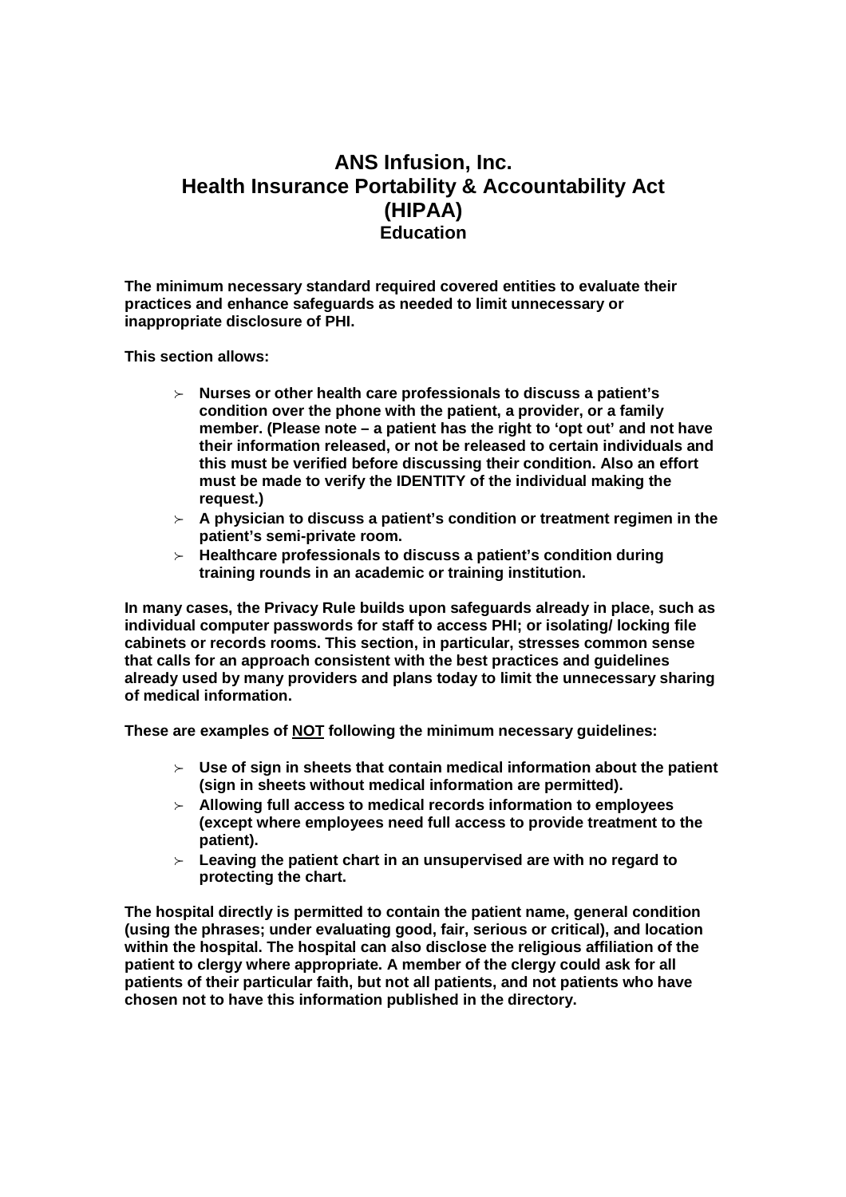# ANS Infusion, Inc.
# Health Insurance Portability & Accountability Act (HIPAA)
## Education

**The minimum necessary standard required covered entities to evaluate their practices and enhance safeguards as needed to limit unnecessary or inappropriate disclosure of PHI.**

**This section allows:**

- **Nurses or other health care professionals to discuss a patient's condition over the phone with the patient, a provider, or a family member. (Please note – a patient has the right to 'opt out' and not have their information released, or not be released to certain individuals and this must be verified before discussing their condition. Also an effort must be made to verify the IDENTITY of the individual making the request.)**
- **A physician to discuss a patient's condition or treatment regimen in the patient's semi-private room.**
- **Healthcare professionals to discuss a patient's condition during training rounds in an academic or training institution.**

**In many cases, the Privacy Rule builds upon safeguards already in place, such as individual computer passwords for staff to access PHI; or isolating/ locking file cabinets or records rooms. This section, in particular, stresses common sense that calls for an approach consistent with the best practices and guidelines already used by many providers and plans today to limit the unnecessary sharing of medical information.**

**These are examples of <u>NOT</u> following the minimum necessary guidelines:**

- **Use of sign in sheets that contain medical information about the patient (sign in sheets without medical information are permitted).**
- **Allowing full access to medical records information to employees (except where employees need full access to provide treatment to the patient).**
- **Leaving the patient chart in an unsupervised are with no regard to protecting the chart.**

**The hospital directly is permitted to contain the patient name, general condition (using the phrases; under evaluating good, fair, serious or critical), and location within the hospital. The hospital can also disclose the religious affiliation of the patient to clergy where appropriate. A member of the clergy could ask for all patients of their particular faith, but not all patients, and not patients who have chosen not to have this information published in the directory.**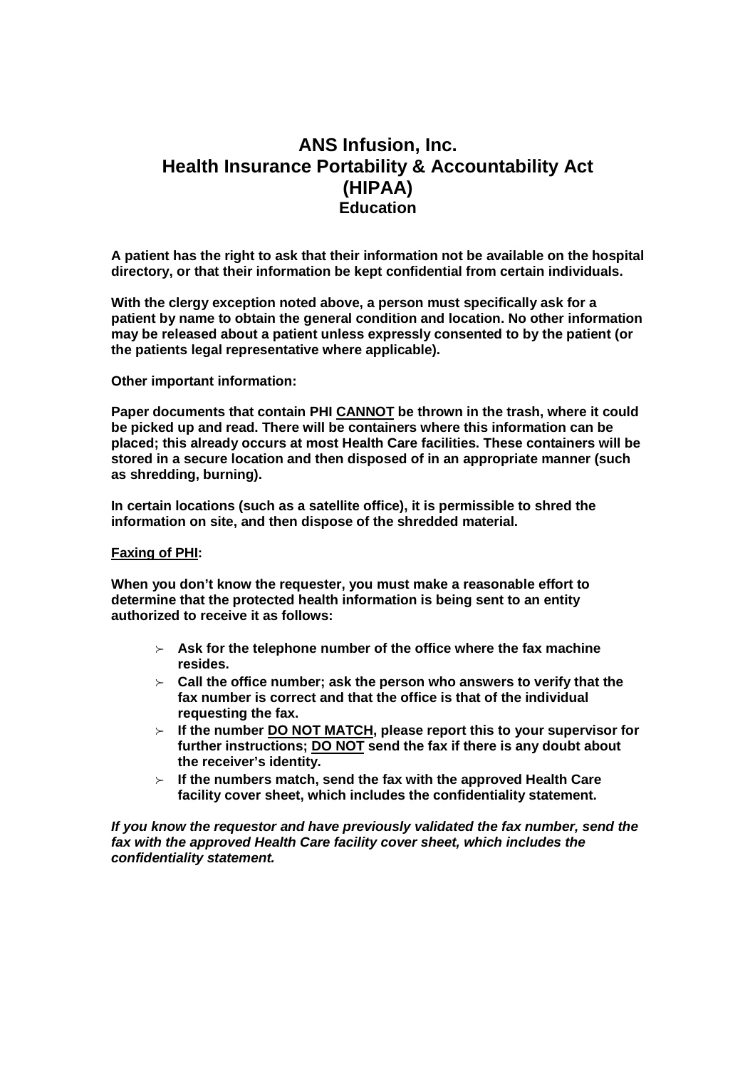# ANS Infusion, Inc.
# Health Insurance Portability & Accountability Act (HIPAA)
## Education

**A patient has the right to ask that their information not be available on the hospital directory, or that their information be kept confidential from certain individuals.**

**With the clergy exception noted above, a person must specifically ask for a patient by name to obtain the general condition and location. No other information may be released about a patient unless expressly consented to by the patient (or the patients legal representative where applicable).**

**Other important information:**

**Paper documents that contain PHI <u>CANNOT</u> be thrown in the trash, where it could be picked up and read. There will be containers where this information can be placed; this already occurs at most Health Care facilities. These containers will be stored in a secure location and then disposed of in an appropriate manner (such as shredding, burning).**

**In certain locations (such as a satellite office), it is permissible to shred the information on site, and then dispose of the shredded material.**

**<u>Faxing of PHI</u>:**

**When you don't know the requester, you must make a reasonable effort to determine that the protected health information is being sent to an entity authorized to receive it as follows:**

- **Ask for the telephone number of the office where the fax machine resides.**
- **Call the office number; ask the person who answers to verify that the fax number is correct and that the office is that of the individual requesting the fax.**
- **If the number <u>DO NOT MATCH</u>, please report this to your supervisor for further instructions; <u>DO NOT</u> send the fax if there is any doubt about the receiver's identity.**
- **If the numbers match, send the fax with the approved Health Care facility cover sheet, which includes the confidentiality statement.**

***If you know the requestor and have previously validated the fax number, send the fax with the approved Health Care facility cover sheet, which includes the confidentiality statement.***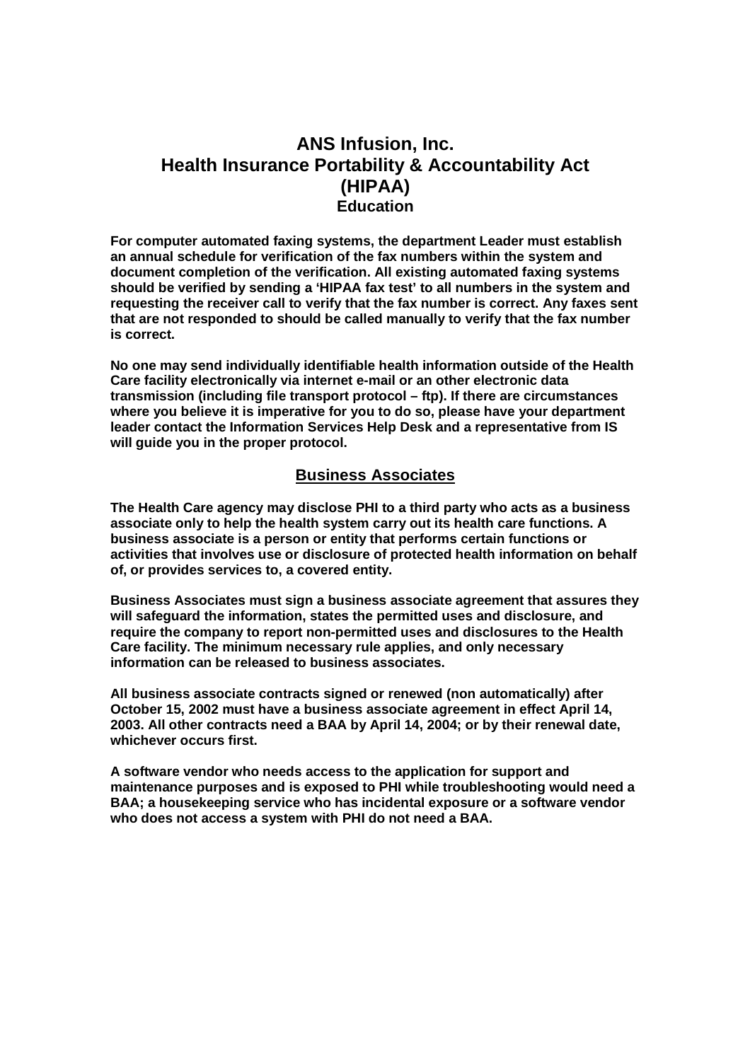# ANS Infusion, Inc.
# Health Insurance Portability & Accountability Act (HIPAA)
## Education

**For computer automated faxing systems, the department Leader must establish an annual schedule for verification of the fax numbers within the system and document completion of the verification. All existing automated faxing systems should be verified by sending a 'HIPAA fax test' to all numbers in the system and requesting the receiver call to verify that the fax number is correct. Any faxes sent that are not responded to should be called manually to verify that the fax number is correct.**

**No one may send individually identifiable health information outside of the Health Care facility electronically via internet e-mail or an other electronic data transmission (including file transport protocol – ftp). If there are circumstances where you believe it is imperative for you to do so, please have your department leader contact the Information Services Help Desk and a representative from IS will guide you in the proper protocol.**

## Business Associates

**The Health Care agency may disclose PHI to a third party who acts as a business associate only to help the health system carry out its health care functions. A business associate is a person or entity that performs certain functions or activities that involves use or disclosure of protected health information on behalf of, or provides services to, a covered entity.**

**Business Associates must sign a business associate agreement that assures they will safeguard the information, states the permitted uses and disclosure, and require the company to report non-permitted uses and disclosures to the Health Care facility. The minimum necessary rule applies, and only necessary information can be released to business associates.**

**All business associate contracts signed or renewed (non automatically) after October 15, 2002 must have a business associate agreement in effect April 14, 2003. All other contracts need a BAA by April 14, 2004; or by their renewal date, whichever occurs first.**

**A software vendor who needs access to the application for support and maintenance purposes and is exposed to PHI while troubleshooting would need a BAA; a housekeeping service who has incidental exposure or a software vendor who does not access a system with PHI do not need a BAA.**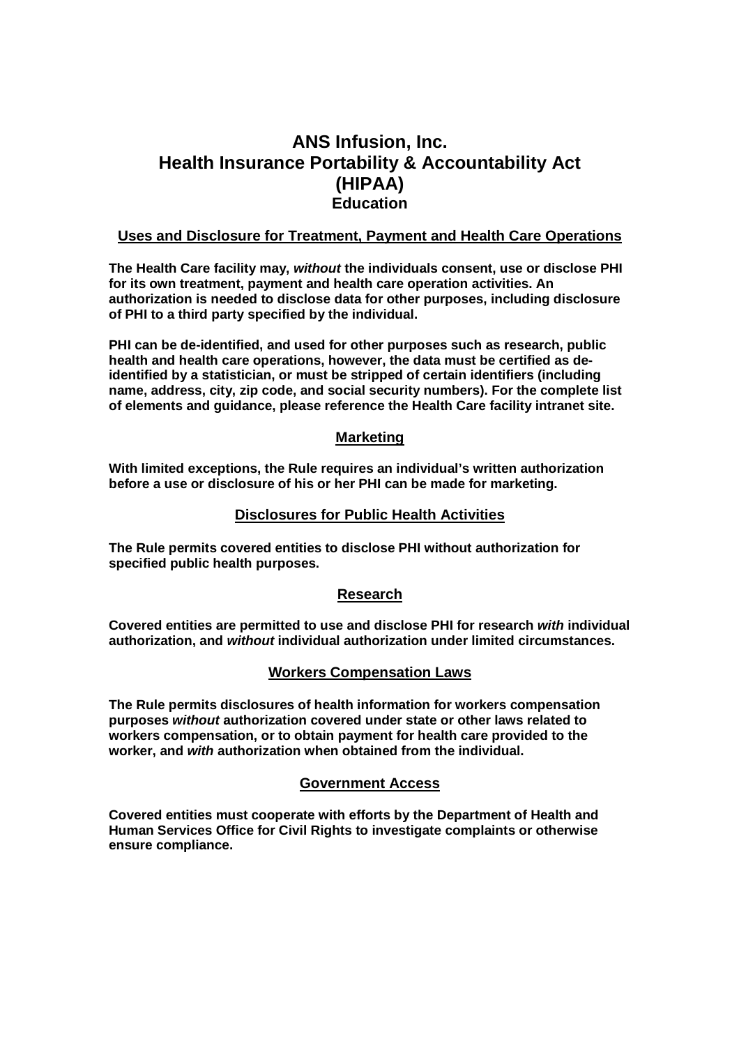# ANS Infusion, Inc.
# Health Insurance Portability & Accountability Act (HIPAA)
## Education

### Uses and Disclosure for Treatment, Payment and Health Care Operations

**The Health Care facility may, *without* the individuals consent, use or disclose PHI for its own treatment, payment and health care operation activities. An authorization is needed to disclose data for other purposes, including disclosure of PHI to a third party specified by the individual.**

**PHI can be de-identified, and used for other purposes such as research, public health and health care operations, however, the data must be certified as de-identified by a statistician, or must be stripped of certain identifiers (including name, address, city, zip code, and social security numbers). For the complete list of elements and guidance, please reference the Health Care facility intranet site.**

### Marketing

**With limited exceptions, the Rule requires an individual's written authorization before a use or disclosure of his or her PHI can be made for marketing.**

### Disclosures for Public Health Activities

**The Rule permits covered entities to disclose PHI without authorization for specified public health purposes.**

### Research

**Covered entities are permitted to use and disclose PHI for research *with* individual authorization, and *without* individual authorization under limited circumstances.**

### Workers Compensation Laws

**The Rule permits disclosures of health information for workers compensation purposes *without* authorization covered under state or other laws related to workers compensation, or to obtain payment for health care provided to the worker, and *with* authorization when obtained from the individual.**

### Government Access

**Covered entities must cooperate with efforts by the Department of Health and Human Services Office for Civil Rights to investigate complaints or otherwise ensure compliance.**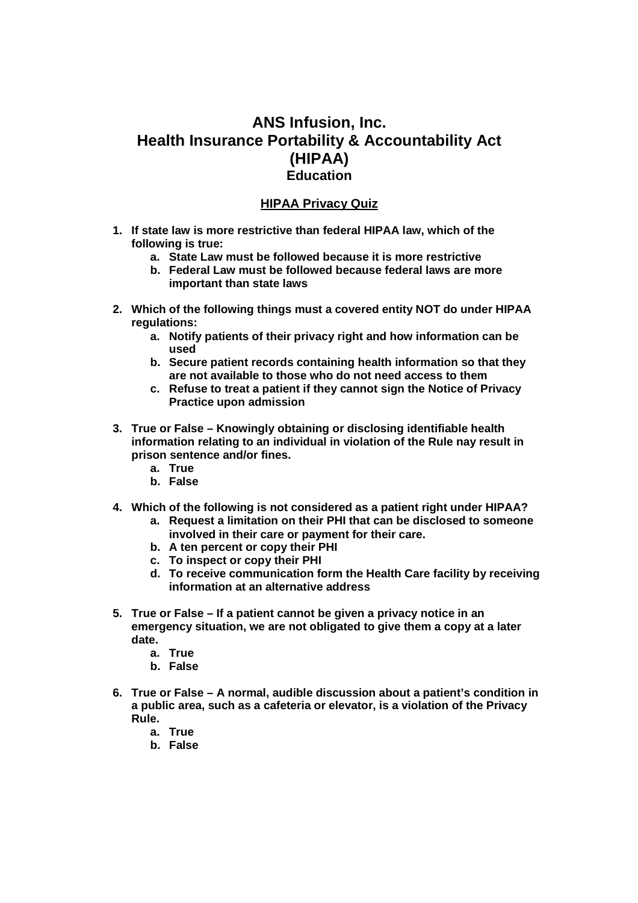# ANS Infusion, Inc.
# Health Insurance Portability & Accountability Act (HIPAA)
## Education

### HIPAA Privacy Quiz

1. **If state law is more restrictive than federal HIPAA law, which of the following is true:**
   a. **State Law must be followed because it is more restrictive**
   b. **Federal Law must be followed because federal laws are more important than state laws**

2. **Which of the following things must a covered entity NOT do under HIPAA regulations:**
   a. **Notify patients of their privacy right and how information can be used**
   b. **Secure patient records containing health information so that they are not available to those who do not need access to them**
   c. **Refuse to treat a patient if they cannot sign the Notice of Privacy Practice upon admission**

3. **True or False – Knowingly obtaining or disclosing identifiable health information relating to an individual in violation of the Rule nay result in prison sentence and/or fines.**
   a. **True**
   b. **False**

4. **Which of the following is not considered as a patient right under HIPAA?**
   a. **Request a limitation on their PHI that can be disclosed to someone involved in their care or payment for their care.**
   b. **A ten percent or copy their PHI**
   c. **To inspect or copy their PHI**
   d. **To receive communication form the Health Care facility by receiving information at an alternative address**

5. **True or False – If a patient cannot be given a privacy notice in an emergency situation, we are not obligated to give them a copy at a later date.**
   a. **True**
   b. **False**

6. **True or False – A normal, audible discussion about a patient's condition in a public area, such as a cafeteria or elevator, is a violation of the Privacy Rule.**
   a. **True**
   b. **False**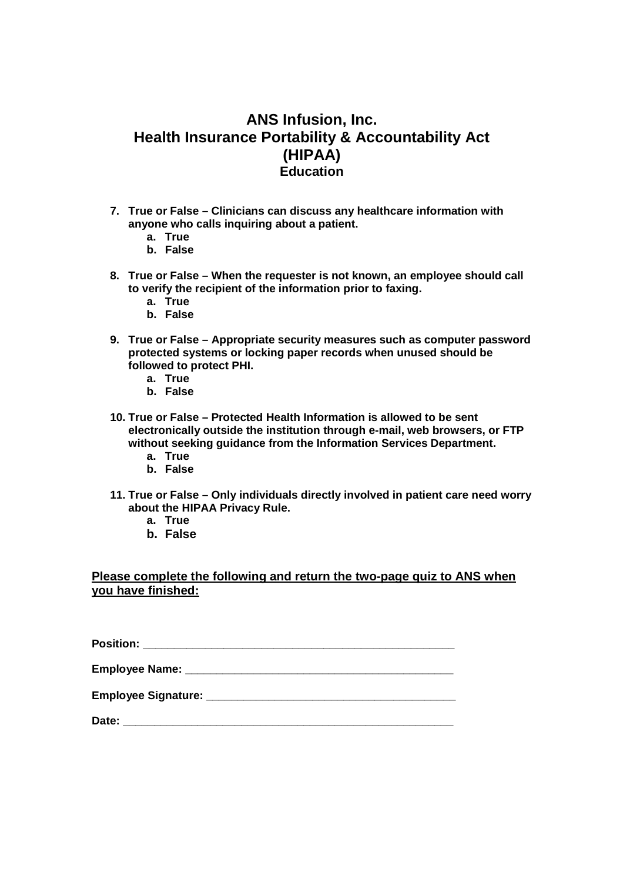# ANS Infusion, Inc.
# Health Insurance Portability & Accountability Act (HIPAA)
## Education

7. **True or False – Clinicians can discuss any healthcare information with anyone who calls inquiring about a patient.**
   a. **True**
   b. **False**

8. **True or False – When the requester is not known, an employee should call to verify the recipient of the information prior to faxing.**
   a. **True**
   b. **False**

9. **True or False – Appropriate security measures such as computer password protected systems or locking paper records when unused should be followed to protect PHI.**
   a. **True**
   b. **False**

10. **True or False – Protected Health Information is allowed to be sent electronically outside the institution through e-mail, web browsers, or FTP without seeking guidance from the Information Services Department.**
    a. **True**
    b. **False**

11. **True or False – Only individuals directly involved in patient care need worry about the HIPAA Privacy Rule.**
    a. **True**
    b. **False**

**Please complete the following and return the two-page quiz to ANS when you have finished:**

**Position:** ______________________________________________

**Employee Name:** ________________________________________

**Employee Signature:** _____________________________________

**Date:** _________________________________________________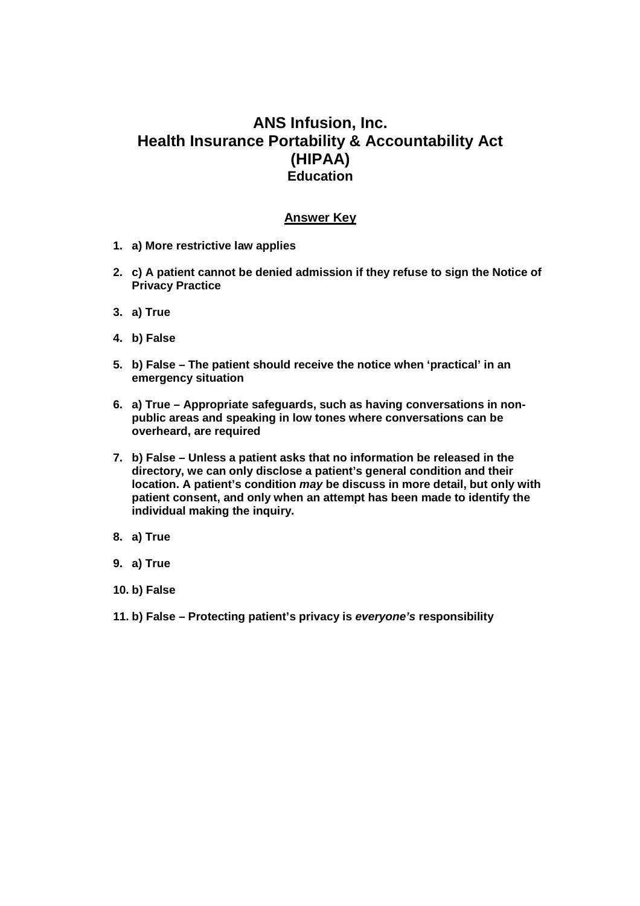# ANS Infusion, Inc.
# Health Insurance Portability & Accountability Act (HIPAA)
## Education

**<u>Answer Key</u>**

1. **a) More restrictive law applies**

2. **c) A patient cannot be denied admission if they refuse to sign the Notice of Privacy Practice**

3. **a) True**

4. **b) False**

5. **b) False – The patient should receive the notice when 'practical' in an emergency situation**

6. **a) True – Appropriate safeguards, such as having conversations in non-public areas and speaking in low tones where conversations can be overheard, are required**

7. **b) False – Unless a patient asks that no information be released in the directory, we can only disclose a patient's general condition and their location. A patient's condition *may* be discuss in more detail, but only with patient consent, and only when an attempt has been made to identify the individual making the inquiry.**

8. **a) True**

9. **a) True**

10. **b) False**

11. **b) False – Protecting patient's privacy is *everyone's* responsibility**